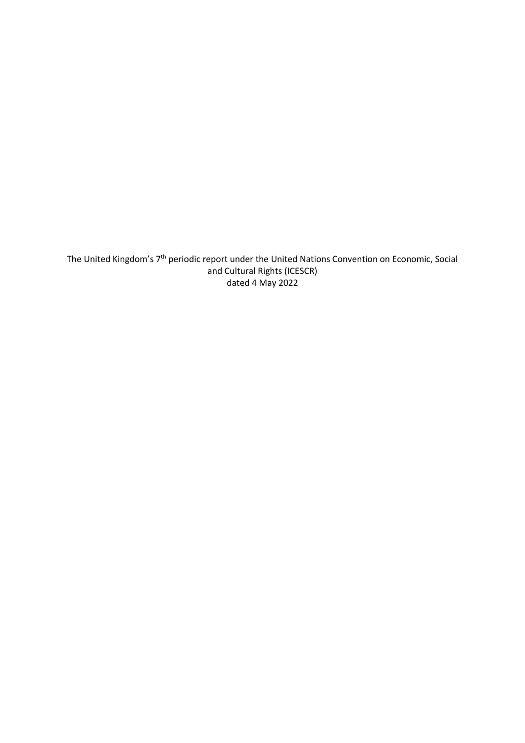The United Kingdom's 7th periodic report under the United Nations Convention on Economic, Social and Cultural Rights (ICESCR)
dated 4 May 2022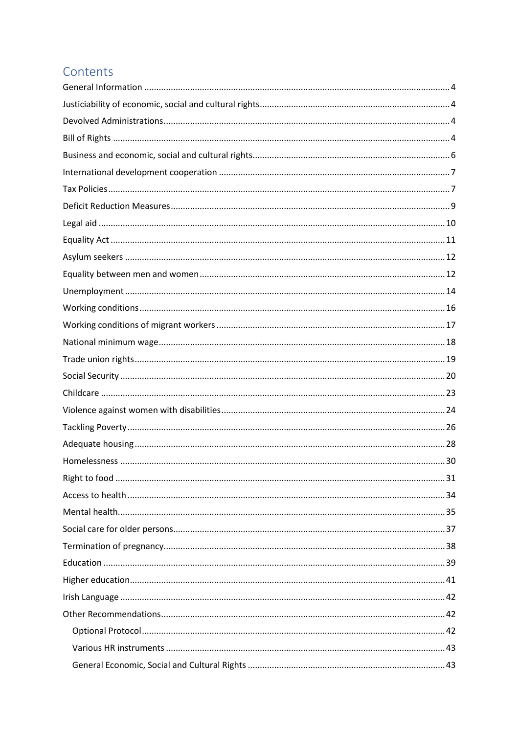## Contents

General Information ... 4
Justiciability of economic, social and cultural rights ... 4
Devolved Administrations ... 4
Bill of Rights ... 4
Business and economic, social and cultural rights ... 6
International development cooperation ... 7
Tax Policies ... 7
Deficit Reduction Measures ... 9
Legal aid ... 10
Equality Act ... 11
Asylum seekers ... 12
Equality between men and women ... 12
Unemployment ... 14
Working conditions ... 16
Working conditions of migrant workers ... 17
National minimum wage ... 18
Trade union rights ... 19
Social Security ... 20
Childcare ... 23
Violence against women with disabilities ... 24
Tackling Poverty ... 26
Adequate housing ... 28
Homelessness ... 30
Right to food ... 31
Access to health ... 34
Mental health ... 35
Social care for older persons ... 37
Termination of pregnancy ... 38
Education ... 39
Higher education ... 41
Irish Language ... 42
Other Recommendations ... 42
- Optional Protocol ... 42
- Various HR instruments ... 43
- General Economic, Social and Cultural Rights ... 43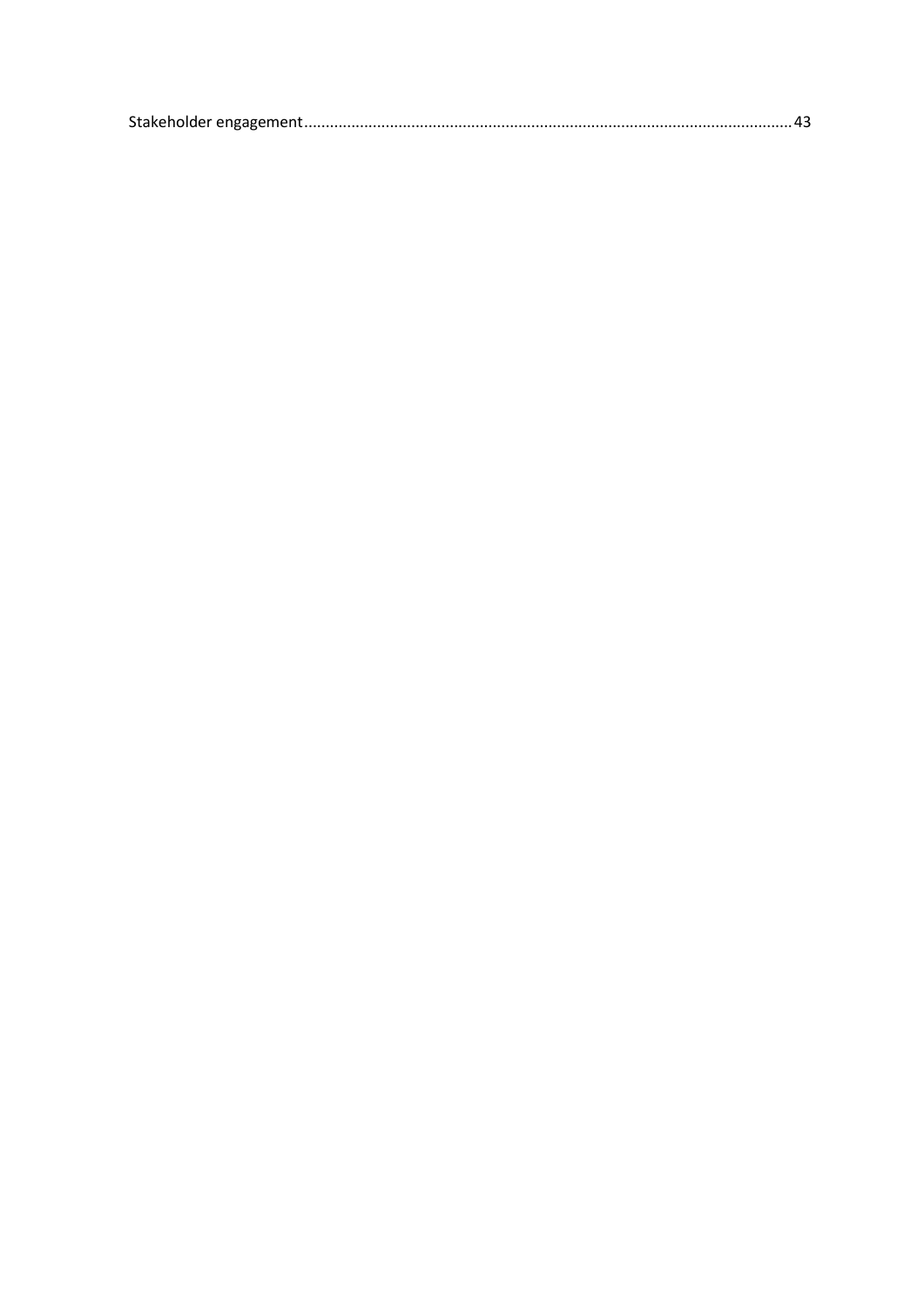Stakeholder engagement ........................................................................................................................ 43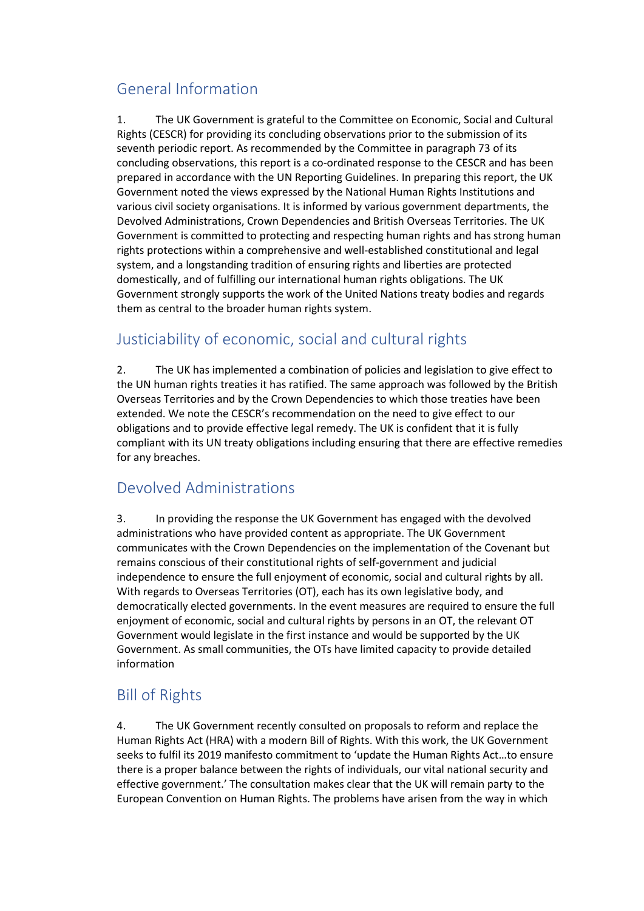## General Information

1. The UK Government is grateful to the Committee on Economic, Social and Cultural Rights (CESCR) for providing its concluding observations prior to the submission of its seventh periodic report. As recommended by the Committee in paragraph 73 of its concluding observations, this report is a co-ordinated response to the CESCR and has been prepared in accordance with the UN Reporting Guidelines. In preparing this report, the UK Government noted the views expressed by the National Human Rights Institutions and various civil society organisations. It is informed by various government departments, the Devolved Administrations, Crown Dependencies and British Overseas Territories. The UK Government is committed to protecting and respecting human rights and has strong human rights protections within a comprehensive and well-established constitutional and legal system, and a longstanding tradition of ensuring rights and liberties are protected domestically, and of fulfilling our international human rights obligations. The UK Government strongly supports the work of the United Nations treaty bodies and regards them as central to the broader human rights system.

## Justiciability of economic, social and cultural rights

2. The UK has implemented a combination of policies and legislation to give effect to the UN human rights treaties it has ratified. The same approach was followed by the British Overseas Territories and by the Crown Dependencies to which those treaties have been extended. We note the CESCR's recommendation on the need to give effect to our obligations and to provide effective legal remedy. The UK is confident that it is fully compliant with its UN treaty obligations including ensuring that there are effective remedies for any breaches.

## Devolved Administrations

3. In providing the response the UK Government has engaged with the devolved administrations who have provided content as appropriate. The UK Government communicates with the Crown Dependencies on the implementation of the Covenant but remains conscious of their constitutional rights of self-government and judicial independence to ensure the full enjoyment of economic, social and cultural rights by all. With regards to Overseas Territories (OT), each has its own legislative body, and democratically elected governments. In the event measures are required to ensure the full enjoyment of economic, social and cultural rights by persons in an OT, the relevant OT Government would legislate in the first instance and would be supported by the UK Government. As small communities, the OTs have limited capacity to provide detailed information

## Bill of Rights

4. The UK Government recently consulted on proposals to reform and replace the Human Rights Act (HRA) with a modern Bill of Rights. With this work, the UK Government seeks to fulfil its 2019 manifesto commitment to 'update the Human Rights Act…to ensure there is a proper balance between the rights of individuals, our vital national security and effective government.' The consultation makes clear that the UK will remain party to the European Convention on Human Rights. The problems have arisen from the way in which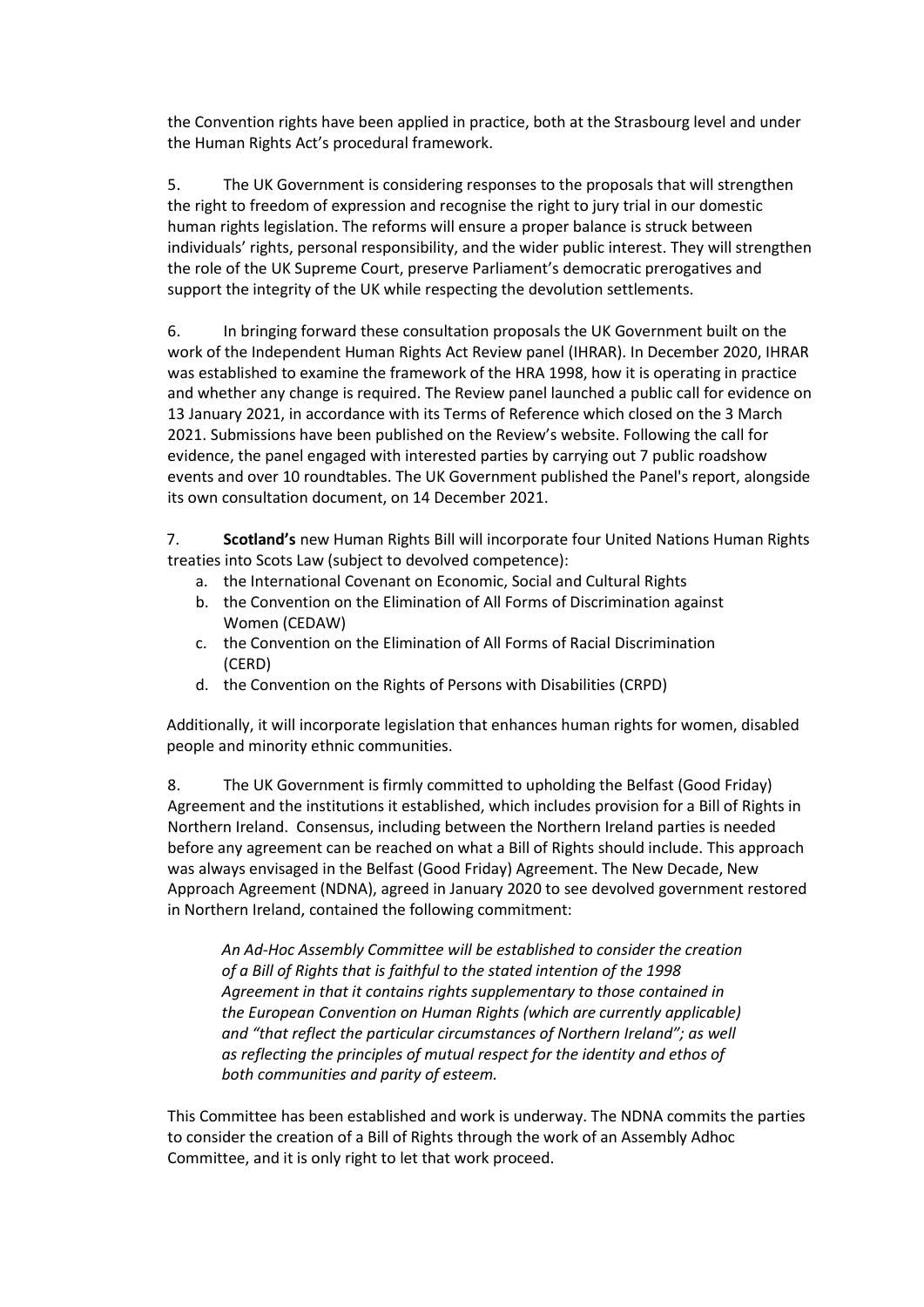the Convention rights have been applied in practice, both at the Strasbourg level and under the Human Rights Act's procedural framework.

5. The UK Government is considering responses to the proposals that will strengthen the right to freedom of expression and recognise the right to jury trial in our domestic human rights legislation. The reforms will ensure a proper balance is struck between individuals' rights, personal responsibility, and the wider public interest. They will strengthen the role of the UK Supreme Court, preserve Parliament's democratic prerogatives and support the integrity of the UK while respecting the devolution settlements.

6. In bringing forward these consultation proposals the UK Government built on the work of the Independent Human Rights Act Review panel (IHRAR). In December 2020, IHRAR was established to examine the framework of the HRA 1998, how it is operating in practice and whether any change is required. The Review panel launched a public call for evidence on 13 January 2021, in accordance with its Terms of Reference which closed on the 3 March 2021. Submissions have been published on the Review's website. Following the call for evidence, the panel engaged with interested parties by carrying out 7 public roadshow events and over 10 roundtables. The UK Government published the Panel's report, alongside its own consultation document, on 14 December 2021.

7. **Scotland's** new Human Rights Bill will incorporate four United Nations Human Rights treaties into Scots Law (subject to devolved competence):

a. the International Covenant on Economic, Social and Cultural Rights
b. the Convention on the Elimination of All Forms of Discrimination against Women (CEDAW)
c. the Convention on the Elimination of All Forms of Racial Discrimination (CERD)
d. the Convention on the Rights of Persons with Disabilities (CRPD)

Additionally, it will incorporate legislation that enhances human rights for women, disabled people and minority ethnic communities.

8. The UK Government is firmly committed to upholding the Belfast (Good Friday) Agreement and the institutions it established, which includes provision for a Bill of Rights in Northern Ireland. Consensus, including between the Northern Ireland parties is needed before any agreement can be reached on what a Bill of Rights should include. This approach was always envisaged in the Belfast (Good Friday) Agreement. The New Decade, New Approach Agreement (NDNA), agreed in January 2020 to see devolved government restored in Northern Ireland, contained the following commitment:

> *An Ad-Hoc Assembly Committee will be established to consider the creation of a Bill of Rights that is faithful to the stated intention of the 1998 Agreement in that it contains rights supplementary to those contained in the European Convention on Human Rights (which are currently applicable) and "that reflect the particular circumstances of Northern Ireland"; as well as reflecting the principles of mutual respect for the identity and ethos of both communities and parity of esteem.*

This Committee has been established and work is underway. The NDNA commits the parties to consider the creation of a Bill of Rights through the work of an Assembly Adhoc Committee, and it is only right to let that work proceed.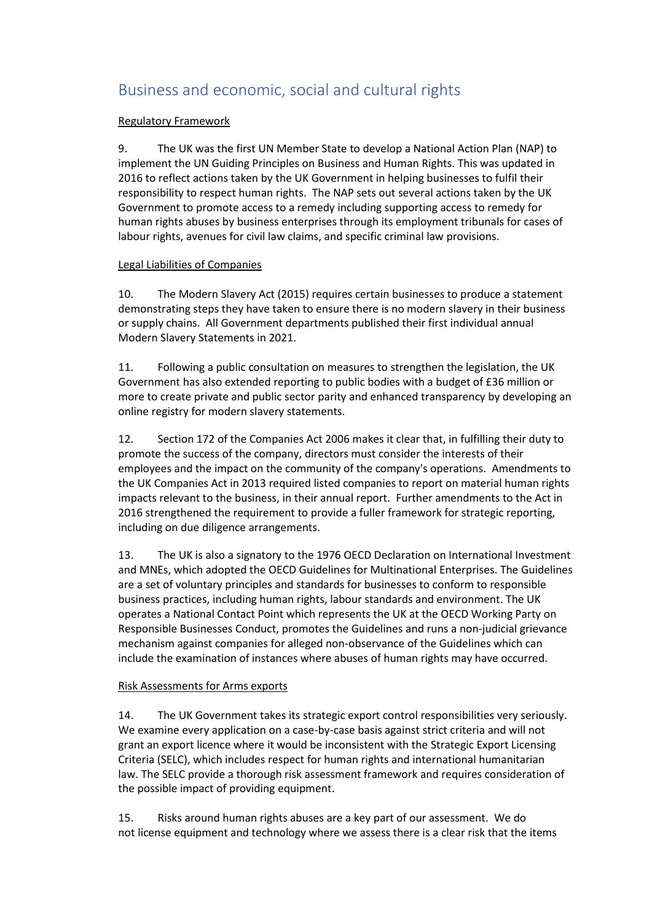## Business and economic, social and cultural rights

Regulatory Framework

9. The UK was the first UN Member State to develop a National Action Plan (NAP) to implement the UN Guiding Principles on Business and Human Rights. This was updated in 2016 to reflect actions taken by the UK Government in helping businesses to fulfil their responsibility to respect human rights. The NAP sets out several actions taken by the UK Government to promote access to a remedy including supporting access to remedy for human rights abuses by business enterprises through its employment tribunals for cases of labour rights, avenues for civil law claims, and specific criminal law provisions.

Legal Liabilities of Companies

10. The Modern Slavery Act (2015) requires certain businesses to produce a statement demonstrating steps they have taken to ensure there is no modern slavery in their business or supply chains. All Government departments published their first individual annual Modern Slavery Statements in 2021.

11. Following a public consultation on measures to strengthen the legislation, the UK Government has also extended reporting to public bodies with a budget of £36 million or more to create private and public sector parity and enhanced transparency by developing an online registry for modern slavery statements.

12. Section 172 of the Companies Act 2006 makes it clear that, in fulfilling their duty to promote the success of the company, directors must consider the interests of their employees and the impact on the community of the company's operations. Amendments to the UK Companies Act in 2013 required listed companies to report on material human rights impacts relevant to the business, in their annual report. Further amendments to the Act in 2016 strengthened the requirement to provide a fuller framework for strategic reporting, including on due diligence arrangements.

13. The UK is also a signatory to the 1976 OECD Declaration on International Investment and MNEs, which adopted the OECD Guidelines for Multinational Enterprises. The Guidelines are a set of voluntary principles and standards for businesses to conform to responsible business practices, including human rights, labour standards and environment. The UK operates a National Contact Point which represents the UK at the OECD Working Party on Responsible Businesses Conduct, promotes the Guidelines and runs a non-judicial grievance mechanism against companies for alleged non-observance of the Guidelines which can include the examination of instances where abuses of human rights may have occurred.

Risk Assessments for Arms exports

14. The UK Government takes its strategic export control responsibilities very seriously. We examine every application on a case-by-case basis against strict criteria and will not grant an export licence where it would be inconsistent with the Strategic Export Licensing Criteria (SELC), which includes respect for human rights and international humanitarian law. The SELC provide a thorough risk assessment framework and requires consideration of the possible impact of providing equipment.

15. Risks around human rights abuses are a key part of our assessment. We do not license equipment and technology where we assess there is a clear risk that the items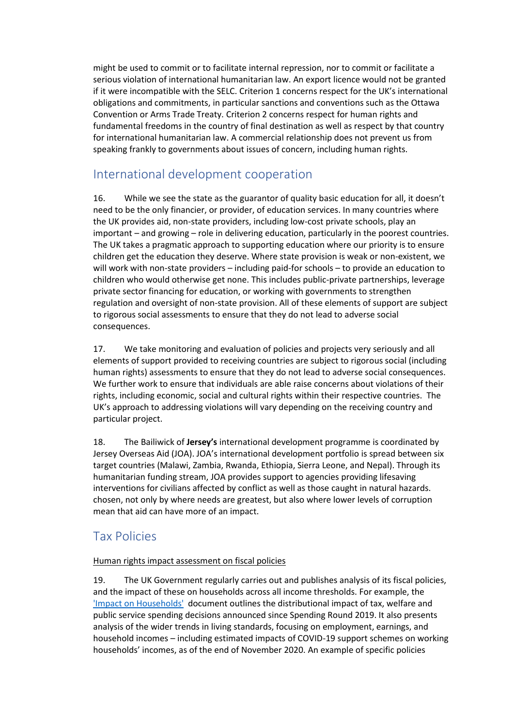might be used to commit or to facilitate internal repression, nor to commit or facilitate a serious violation of international humanitarian law. An export licence would not be granted if it were incompatible with the SELC. Criterion 1 concerns respect for the UK's international obligations and commitments, in particular sanctions and conventions such as the Ottawa Convention or Arms Trade Treaty. Criterion 2 concerns respect for human rights and fundamental freedoms in the country of final destination as well as respect by that country for international humanitarian law. A commercial relationship does not prevent us from speaking frankly to governments about issues of concern, including human rights.

## International development cooperation

16. While we see the state as the guarantor of quality basic education for all, it doesn't need to be the only financier, or provider, of education services. In many countries where the UK provides aid, non-state providers, including low-cost private schools, play an important – and growing – role in delivering education, particularly in the poorest countries. The UK takes a pragmatic approach to supporting education where our priority is to ensure children get the education they deserve. Where state provision is weak or non-existent, we will work with non-state providers – including paid-for schools – to provide an education to children who would otherwise get none. This includes public-private partnerships, leverage private sector financing for education, or working with governments to strengthen regulation and oversight of non-state provision. All of these elements of support are subject to rigorous social assessments to ensure that they do not lead to adverse social consequences.

17. We take monitoring and evaluation of policies and projects very seriously and all elements of support provided to receiving countries are subject to rigorous social (including human rights) assessments to ensure that they do not lead to adverse social consequences. We further work to ensure that individuals are able raise concerns about violations of their rights, including economic, social and cultural rights within their respective countries. The UK's approach to addressing violations will vary depending on the receiving country and particular project.

18. The Bailiwick of **Jersey's** international development programme is coordinated by Jersey Overseas Aid (JOA). JOA's international development portfolio is spread between six target countries (Malawi, Zambia, Rwanda, Ethiopia, Sierra Leone, and Nepal). Through its humanitarian funding stream, JOA provides support to agencies providing lifesaving interventions for civilians affected by conflict as well as those caught in natural hazards. chosen, not only by where needs are greatest, but also where lower levels of corruption mean that aid can have more of an impact.

## Tax Policies

Human rights impact assessment on fiscal policies

19. The UK Government regularly carries out and publishes analysis of its fiscal policies, and the impact of these on households across all income thresholds. For example, the 'Impact on Households' document outlines the distributional impact of tax, welfare and public service spending decisions announced since Spending Round 2019. It also presents analysis of the wider trends in living standards, focusing on employment, earnings, and household incomes – including estimated impacts of COVID-19 support schemes on working households' incomes, as of the end of November 2020. An example of specific policies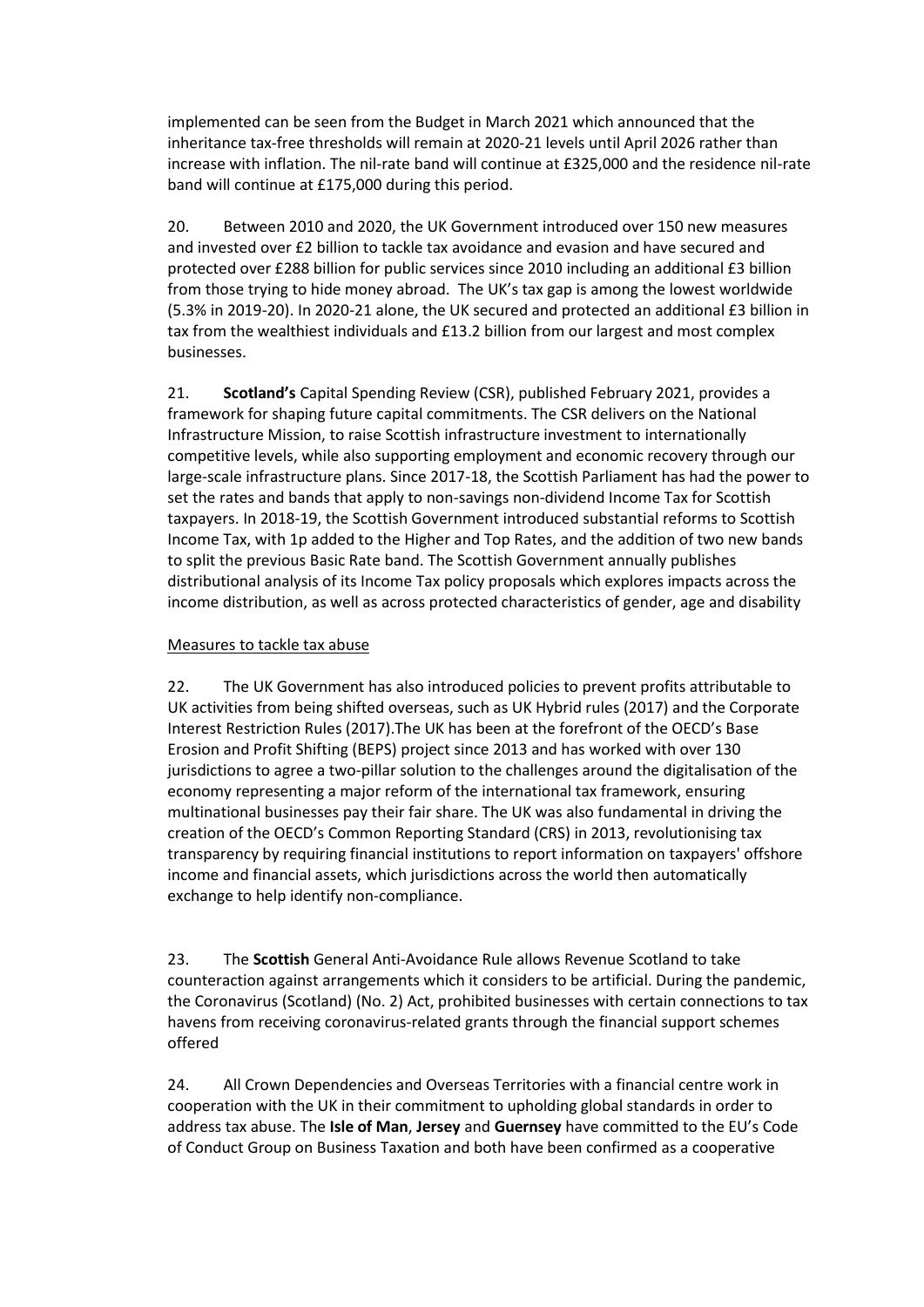implemented can be seen from the Budget in March 2021 which announced that the inheritance tax-free thresholds will remain at 2020-21 levels until April 2026 rather than increase with inflation. The nil-rate band will continue at £325,000 and the residence nil-rate band will continue at £175,000 during this period.

20. Between 2010 and 2020, the UK Government introduced over 150 new measures and invested over £2 billion to tackle tax avoidance and evasion and have secured and protected over £288 billion for public services since 2010 including an additional £3 billion from those trying to hide money abroad. The UK's tax gap is among the lowest worldwide (5.3% in 2019-20). In 2020-21 alone, the UK secured and protected an additional £3 billion in tax from the wealthiest individuals and £13.2 billion from our largest and most complex businesses.

21. **Scotland's** Capital Spending Review (CSR), published February 2021, provides a framework for shaping future capital commitments. The CSR delivers on the National Infrastructure Mission, to raise Scottish infrastructure investment to internationally competitive levels, while also supporting employment and economic recovery through our large-scale infrastructure plans. Since 2017-18, the Scottish Parliament has had the power to set the rates and bands that apply to non-savings non-dividend Income Tax for Scottish taxpayers. In 2018-19, the Scottish Government introduced substantial reforms to Scottish Income Tax, with 1p added to the Higher and Top Rates, and the addition of two new bands to split the previous Basic Rate band. The Scottish Government annually publishes distributional analysis of its Income Tax policy proposals which explores impacts across the income distribution, as well as across protected characteristics of gender, age and disability

Measures to tackle tax abuse

22. The UK Government has also introduced policies to prevent profits attributable to UK activities from being shifted overseas, such as UK Hybrid rules (2017) and the Corporate Interest Restriction Rules (2017).The UK has been at the forefront of the OECD's Base Erosion and Profit Shifting (BEPS) project since 2013 and has worked with over 130 jurisdictions to agree a two-pillar solution to the challenges around the digitalisation of the economy representing a major reform of the international tax framework, ensuring multinational businesses pay their fair share. The UK was also fundamental in driving the creation of the OECD's Common Reporting Standard (CRS) in 2013, revolutionising tax transparency by requiring financial institutions to report information on taxpayers' offshore income and financial assets, which jurisdictions across the world then automatically exchange to help identify non-compliance.

23. The **Scottish** General Anti-Avoidance Rule allows Revenue Scotland to take counteraction against arrangements which it considers to be artificial. During the pandemic, the Coronavirus (Scotland) (No. 2) Act, prohibited businesses with certain connections to tax havens from receiving coronavirus-related grants through the financial support schemes offered

24. All Crown Dependencies and Overseas Territories with a financial centre work in cooperation with the UK in their commitment to upholding global standards in order to address tax abuse. The **Isle of Man**, **Jersey** and **Guernsey** have committed to the EU's Code of Conduct Group on Business Taxation and both have been confirmed as a cooperative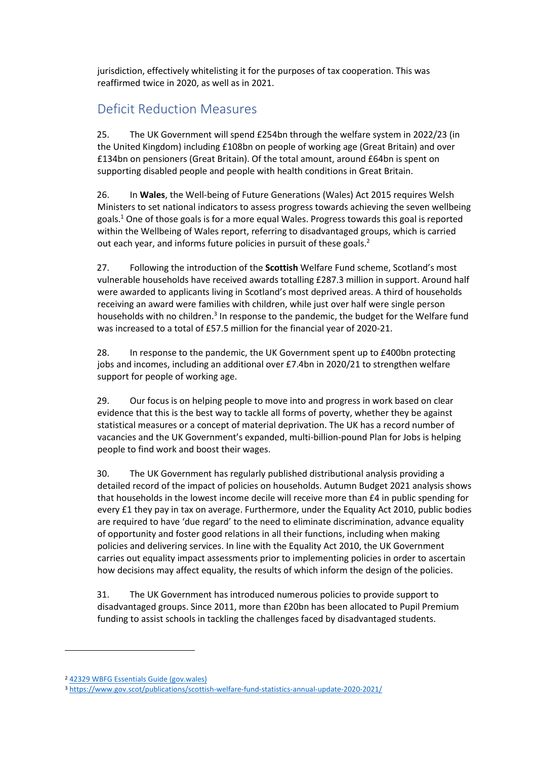jurisdiction, effectively whitelisting it for the purposes of tax cooperation. This was reaffirmed twice in 2020, as well as in 2021.

## Deficit Reduction Measures

25. The UK Government will spend £254bn through the welfare system in 2022/23 (in the United Kingdom) including £108bn on people of working age (Great Britain) and over £134bn on pensioners (Great Britain). Of the total amount, around £64bn is spent on supporting disabled people and people with health conditions in Great Britain.

26. In **Wales**, the Well-being of Future Generations (Wales) Act 2015 requires Welsh Ministers to set national indicators to assess progress towards achieving the seven wellbeing goals.[1] One of those goals is for a more equal Wales. Progress towards this goal is reported within the Wellbeing of Wales report, referring to disadvantaged groups, which is carried out each year, and informs future policies in pursuit of these goals.[2]

27. Following the introduction of the **Scottish** Welfare Fund scheme, Scotland's most vulnerable households have received awards totalling £287.3 million in support. Around half were awarded to applicants living in Scotland's most deprived areas. A third of households receiving an award were families with children, while just over half were single person households with no children.[3] In response to the pandemic, the budget for the Welfare fund was increased to a total of £57.5 million for the financial year of 2020-21.

28. In response to the pandemic, the UK Government spent up to £400bn protecting jobs and incomes, including an additional over £7.4bn in 2020/21 to strengthen welfare support for people of working age.

29. Our focus is on helping people to move into and progress in work based on clear evidence that this is the best way to tackle all forms of poverty, whether they be against statistical measures or a concept of material deprivation. The UK has a record number of vacancies and the UK Government's expanded, multi-billion-pound Plan for Jobs is helping people to find work and boost their wages.

30. The UK Government has regularly published distributional analysis providing a detailed record of the impact of policies on households. Autumn Budget 2021 analysis shows that households in the lowest income decile will receive more than £4 in public spending for every £1 they pay in tax on average. Furthermore, under the Equality Act 2010, public bodies are required to have 'due regard' to the need to eliminate discrimination, advance equality of opportunity and foster good relations in all their functions, including when making policies and delivering services. In line with the Equality Act 2010, the UK Government carries out equality impact assessments prior to implementing policies in order to ascertain how decisions may affect equality, the results of which inform the design of the policies.

31. The UK Government has introduced numerous policies to provide support to disadvantaged groups. Since 2011, more than £20bn has been allocated to Pupil Premium funding to assist schools in tackling the challenges faced by disadvantaged students.

---

[2] 42329 WBFG Essentials Guide (gov.wales)

[3] https://www.gov.scot/publications/scottish-welfare-fund-statistics-annual-update-2020-2021/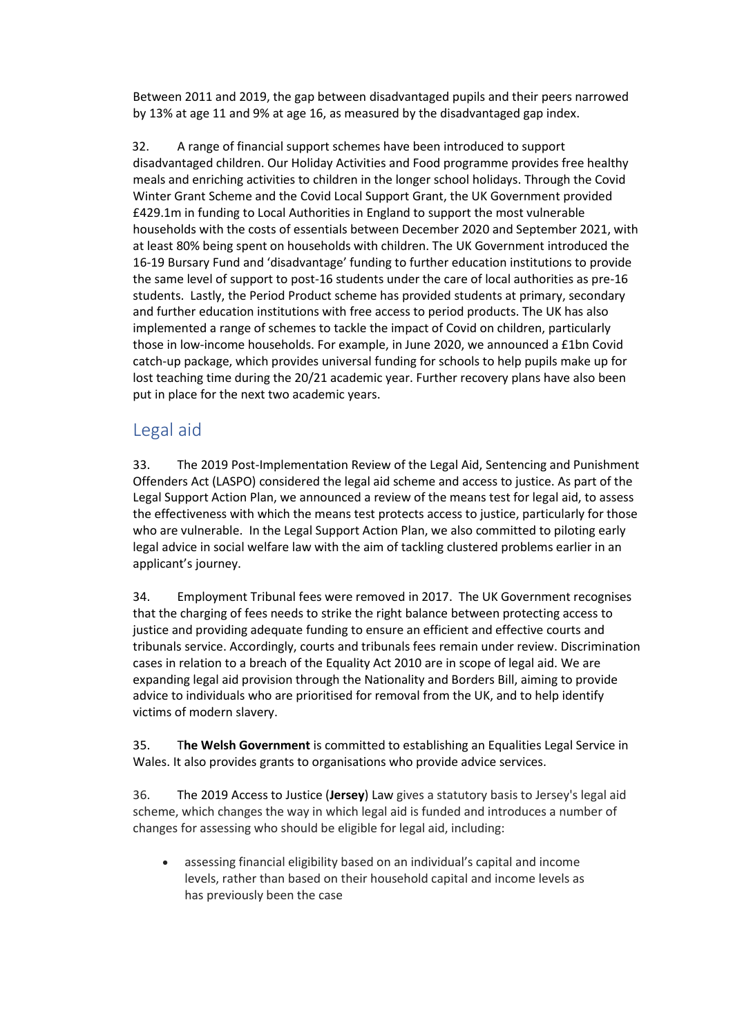Between 2011 and 2019, the gap between disadvantaged pupils and their peers narrowed by 13% at age 11 and 9% at age 16, as measured by the disadvantaged gap index.

32. A range of financial support schemes have been introduced to support disadvantaged children. Our Holiday Activities and Food programme provides free healthy meals and enriching activities to children in the longer school holidays. Through the Covid Winter Grant Scheme and the Covid Local Support Grant, the UK Government provided £429.1m in funding to Local Authorities in England to support the most vulnerable households with the costs of essentials between December 2020 and September 2021, with at least 80% being spent on households with children. The UK Government introduced the 16-19 Bursary Fund and 'disadvantage' funding to further education institutions to provide the same level of support to post-16 students under the care of local authorities as pre-16 students. Lastly, the Period Product scheme has provided students at primary, secondary and further education institutions with free access to period products. The UK has also implemented a range of schemes to tackle the impact of Covid on children, particularly those in low-income households. For example, in June 2020, we announced a £1bn Covid catch-up package, which provides universal funding for schools to help pupils make up for lost teaching time during the 20/21 academic year. Further recovery plans have also been put in place for the next two academic years.

## Legal aid

33. The 2019 Post-Implementation Review of the Legal Aid, Sentencing and Punishment Offenders Act (LASPO) considered the legal aid scheme and access to justice. As part of the Legal Support Action Plan, we announced a review of the means test for legal aid, to assess the effectiveness with which the means test protects access to justice, particularly for those who are vulnerable. In the Legal Support Action Plan, we also committed to piloting early legal advice in social welfare law with the aim of tackling clustered problems earlier in an applicant's journey.

34. Employment Tribunal fees were removed in 2017. The UK Government recognises that the charging of fees needs to strike the right balance between protecting access to justice and providing adequate funding to ensure an efficient and effective courts and tribunals service. Accordingly, courts and tribunals fees remain under review. Discrimination cases in relation to a breach of the Equality Act 2010 are in scope of legal aid. We are expanding legal aid provision through the Nationality and Borders Bill, aiming to provide advice to individuals who are prioritised for removal from the UK, and to help identify victims of modern slavery.

35. T**he Welsh Government** is committed to establishing an Equalities Legal Service in Wales. It also provides grants to organisations who provide advice services.

36. The 2019 Access to Justice (**Jersey**) Law gives a statutory basis to Jersey's legal aid scheme, which changes the way in which legal aid is funded and introduces a number of changes for assessing who should be eligible for legal aid, including:

- assessing financial eligibility based on an individual's capital and income levels, rather than based on their household capital and income levels as has previously been the case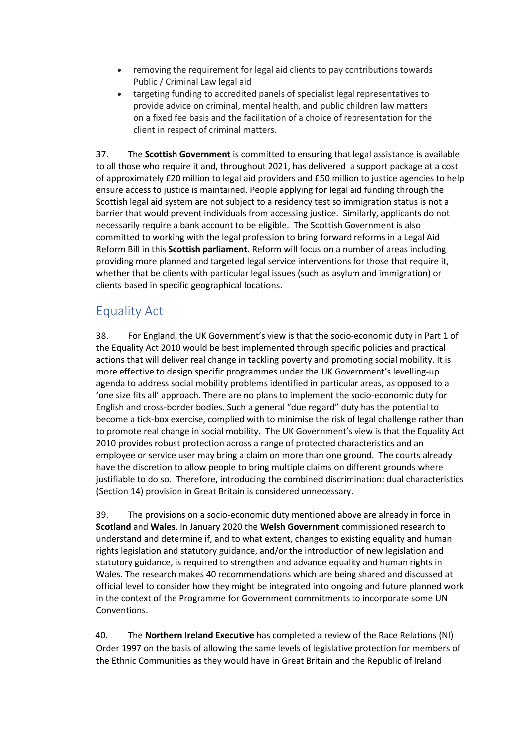- removing the requirement for legal aid clients to pay contributions towards Public / Criminal Law legal aid
- targeting funding to accredited panels of specialist legal representatives to provide advice on criminal, mental health, and public children law matters on a fixed fee basis and the facilitation of a choice of representation for the client in respect of criminal matters.

37. The **Scottish Government** is committed to ensuring that legal assistance is available to all those who require it and, throughout 2021, has delivered a support package at a cost of approximately £20 million to legal aid providers and £50 million to justice agencies to help ensure access to justice is maintained. People applying for legal aid funding through the Scottish legal aid system are not subject to a residency test so immigration status is not a barrier that would prevent individuals from accessing justice. Similarly, applicants do not necessarily require a bank account to be eligible. The Scottish Government is also committed to working with the legal profession to bring forward reforms in a Legal Aid Reform Bill in this **Scottish parliament**. Reform will focus on a number of areas including providing more planned and targeted legal service interventions for those that require it, whether that be clients with particular legal issues (such as asylum and immigration) or clients based in specific geographical locations.

## Equality Act

38. For England, the UK Government's view is that the socio-economic duty in Part 1 of the Equality Act 2010 would be best implemented through specific policies and practical actions that will deliver real change in tackling poverty and promoting social mobility. It is more effective to design specific programmes under the UK Government's levelling-up agenda to address social mobility problems identified in particular areas, as opposed to a 'one size fits all' approach. There are no plans to implement the socio-economic duty for English and cross-border bodies. Such a general "due regard" duty has the potential to become a tick-box exercise, complied with to minimise the risk of legal challenge rather than to promote real change in social mobility. The UK Government's view is that the Equality Act 2010 provides robust protection across a range of protected characteristics and an employee or service user may bring a claim on more than one ground. The courts already have the discretion to allow people to bring multiple claims on different grounds where justifiable to do so. Therefore, introducing the combined discrimination: dual characteristics (Section 14) provision in Great Britain is considered unnecessary.

39. The provisions on a socio-economic duty mentioned above are already in force in **Scotland** and **Wales**. In January 2020 the **Welsh Government** commissioned research to understand and determine if, and to what extent, changes to existing equality and human rights legislation and statutory guidance, and/or the introduction of new legislation and statutory guidance, is required to strengthen and advance equality and human rights in Wales. The research makes 40 recommendations which are being shared and discussed at official level to consider how they might be integrated into ongoing and future planned work in the context of the Programme for Government commitments to incorporate some UN Conventions.

40. The **Northern Ireland Executive** has completed a review of the Race Relations (NI) Order 1997 on the basis of allowing the same levels of legislative protection for members of the Ethnic Communities as they would have in Great Britain and the Republic of Ireland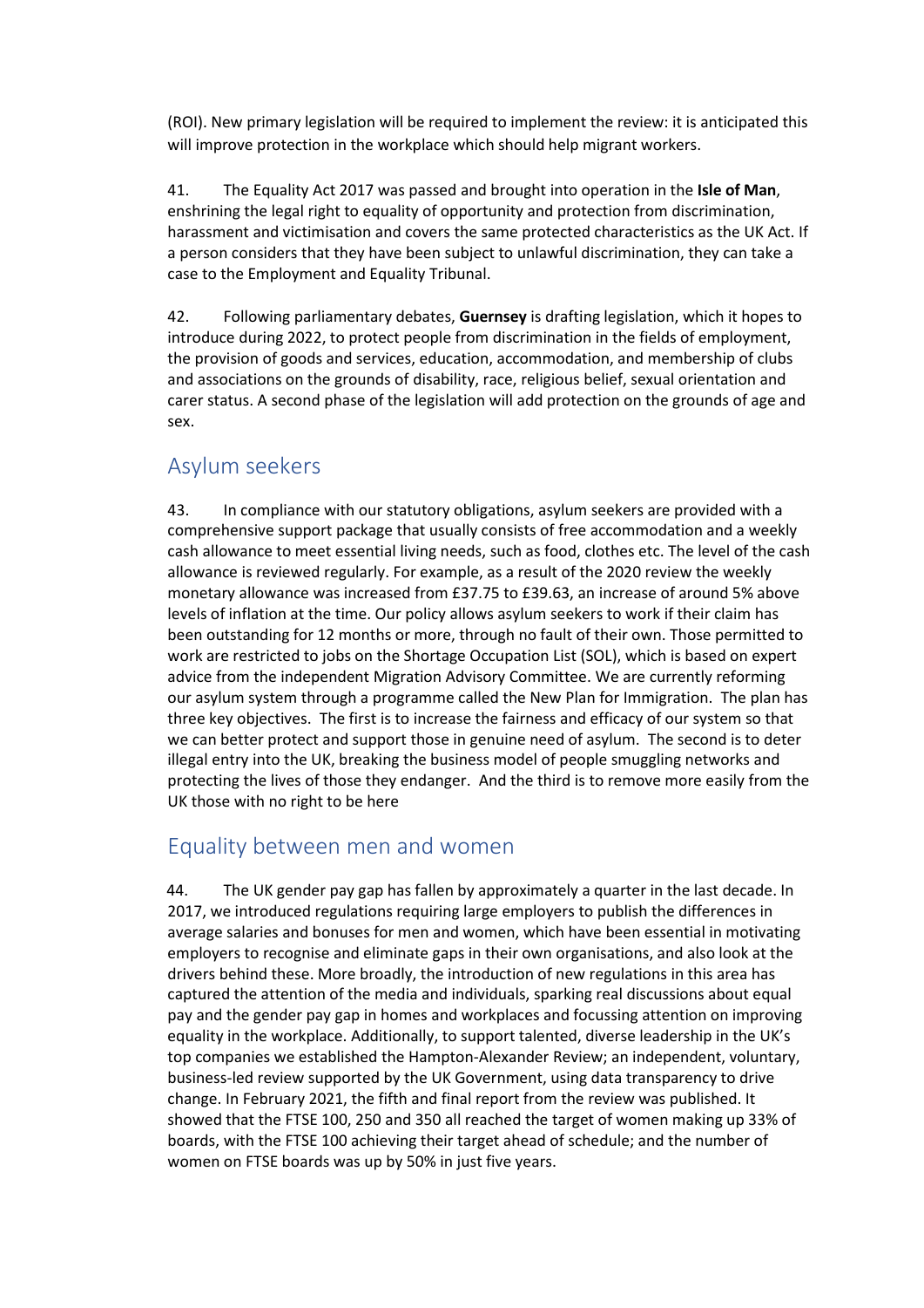(ROI). New primary legislation will be required to implement the review: it is anticipated this will improve protection in the workplace which should help migrant workers.

41. The Equality Act 2017 was passed and brought into operation in the **Isle of Man**, enshrining the legal right to equality of opportunity and protection from discrimination, harassment and victimisation and covers the same protected characteristics as the UK Act. If a person considers that they have been subject to unlawful discrimination, they can take a case to the Employment and Equality Tribunal.

42. Following parliamentary debates, **Guernsey** is drafting legislation, which it hopes to introduce during 2022, to protect people from discrimination in the fields of employment, the provision of goods and services, education, accommodation, and membership of clubs and associations on the grounds of disability, race, religious belief, sexual orientation and carer status. A second phase of the legislation will add protection on the grounds of age and sex.

## Asylum seekers

43. In compliance with our statutory obligations, asylum seekers are provided with a comprehensive support package that usually consists of free accommodation and a weekly cash allowance to meet essential living needs, such as food, clothes etc. The level of the cash allowance is reviewed regularly. For example, as a result of the 2020 review the weekly monetary allowance was increased from £37.75 to £39.63, an increase of around 5% above levels of inflation at the time. Our policy allows asylum seekers to work if their claim has been outstanding for 12 months or more, through no fault of their own. Those permitted to work are restricted to jobs on the Shortage Occupation List (SOL), which is based on expert advice from the independent Migration Advisory Committee. We are currently reforming our asylum system through a programme called the New Plan for Immigration. The plan has three key objectives. The first is to increase the fairness and efficacy of our system so that we can better protect and support those in genuine need of asylum. The second is to deter illegal entry into the UK, breaking the business model of people smuggling networks and protecting the lives of those they endanger. And the third is to remove more easily from the UK those with no right to be here

## Equality between men and women

44. The UK gender pay gap has fallen by approximately a quarter in the last decade. In 2017, we introduced regulations requiring large employers to publish the differences in average salaries and bonuses for men and women, which have been essential in motivating employers to recognise and eliminate gaps in their own organisations, and also look at the drivers behind these. More broadly, the introduction of new regulations in this area has captured the attention of the media and individuals, sparking real discussions about equal pay and the gender pay gap in homes and workplaces and focussing attention on improving equality in the workplace. Additionally, to support talented, diverse leadership in the UK's top companies we established the Hampton-Alexander Review; an independent, voluntary, business-led review supported by the UK Government, using data transparency to drive change. In February 2021, the fifth and final report from the review was published. It showed that the FTSE 100, 250 and 350 all reached the target of women making up 33% of boards, with the FTSE 100 achieving their target ahead of schedule; and the number of women on FTSE boards was up by 50% in just five years.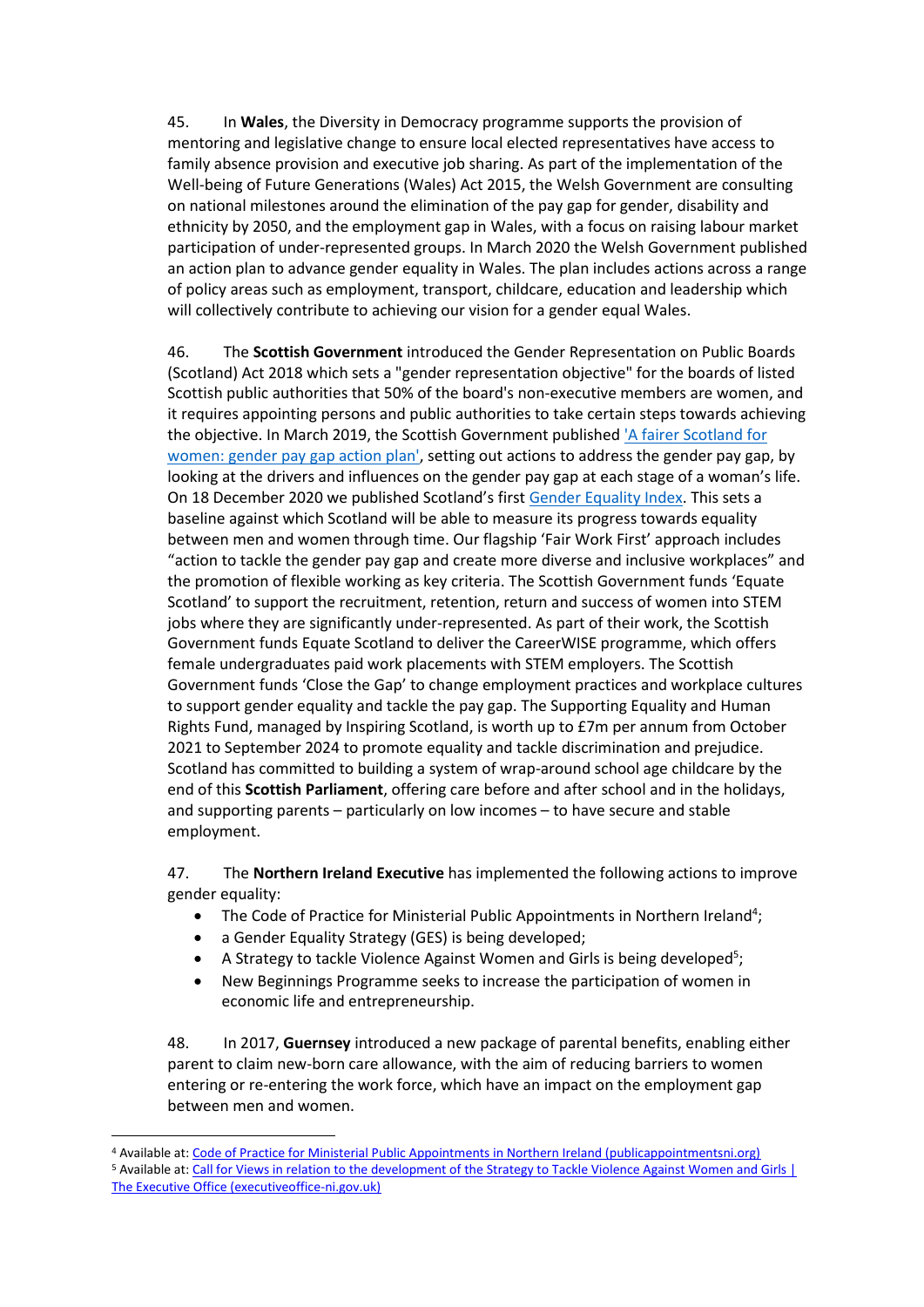45. In **Wales**, the Diversity in Democracy programme supports the provision of mentoring and legislative change to ensure local elected representatives have access to family absence provision and executive job sharing. As part of the implementation of the Well-being of Future Generations (Wales) Act 2015, the Welsh Government are consulting on national milestones around the elimination of the pay gap for gender, disability and ethnicity by 2050, and the employment gap in Wales, with a focus on raising labour market participation of under-represented groups. In March 2020 the Welsh Government published an action plan to advance gender equality in Wales. The plan includes actions across a range of policy areas such as employment, transport, childcare, education and leadership which will collectively contribute to achieving our vision for a gender equal Wales.

46. The **Scottish Government** introduced the Gender Representation on Public Boards (Scotland) Act 2018 which sets a "gender representation objective" for the boards of listed Scottish public authorities that 50% of the board's non-executive members are women, and it requires appointing persons and public authorities to take certain steps towards achieving the objective. In March 2019, the Scottish Government published ['A fairer Scotland for women: gender pay gap action plan'](), setting out actions to address the gender pay gap, by looking at the drivers and influences on the gender pay gap at each stage of a woman's life. On 18 December 2020 we published Scotland's first [Gender Equality Index](). This sets a baseline against which Scotland will be able to measure its progress towards equality between men and women through time. Our flagship 'Fair Work First' approach includes "action to tackle the gender pay gap and create more diverse and inclusive workplaces" and the promotion of flexible working as key criteria. The Scottish Government funds 'Equate Scotland' to support the recruitment, retention, return and success of women into STEM jobs where they are significantly under-represented. As part of their work, the Scottish Government funds Equate Scotland to deliver the CareerWISE programme, which offers female undergraduates paid work placements with STEM employers. The Scottish Government funds 'Close the Gap' to change employment practices and workplace cultures to support gender equality and tackle the pay gap. The Supporting Equality and Human Rights Fund, managed by Inspiring Scotland, is worth up to £7m per annum from October 2021 to September 2024 to promote equality and tackle discrimination and prejudice. Scotland has committed to building a system of wrap-around school age childcare by the end of this **Scottish Parliament**, offering care before and after school and in the holidays, and supporting parents – particularly on low incomes – to have secure and stable employment.

47. The **Northern Ireland Executive** has implemented the following actions to improve gender equality:

- The Code of Practice for Ministerial Public Appointments in Northern Ireland[4];
- a Gender Equality Strategy (GES) is being developed;
- A Strategy to tackle Violence Against Women and Girls is being developed[5];
- New Beginnings Programme seeks to increase the participation of women in economic life and entrepreneurship.

48. In 2017, **Guernsey** introduced a new package of parental benefits, enabling either parent to claim new-born care allowance, with the aim of reducing barriers to women entering or re-entering the work force, which have an impact on the employment gap between men and women.

---

[4] Available at: [Code of Practice for Ministerial Public Appointments in Northern Ireland (publicappointmentsni.org)]()

[5] Available at: [Call for Views in relation to the development of the Strategy to Tackle Violence Against Women and Girls | The Executive Office (executiveoffice-ni.gov.uk)]()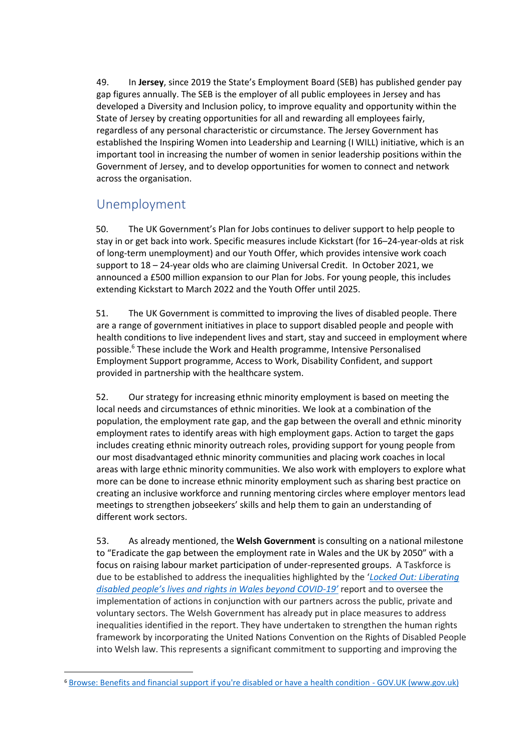49. In **Jersey**, since 2019 the State's Employment Board (SEB) has published gender pay gap figures annually. The SEB is the employer of all public employees in Jersey and has developed a Diversity and Inclusion policy, to improve equality and opportunity within the State of Jersey by creating opportunities for all and rewarding all employees fairly, regardless of any personal characteristic or circumstance. The Jersey Government has established the Inspiring Women into Leadership and Learning (I WILL) initiative, which is an important tool in increasing the number of women in senior leadership positions within the Government of Jersey, and to develop opportunities for women to connect and network across the organisation.

## Unemployment

50. The UK Government's Plan for Jobs continues to deliver support to help people to stay in or get back into work. Specific measures include Kickstart (for 16–24-year-olds at risk of long-term unemployment) and our Youth Offer, which provides intensive work coach support to 18 – 24-year olds who are claiming Universal Credit. In October 2021, we announced a £500 million expansion to our Plan for Jobs. For young people, this includes extending Kickstart to March 2022 and the Youth Offer until 2025.

51. The UK Government is committed to improving the lives of disabled people. There are a range of government initiatives in place to support disabled people and people with health conditions to live independent lives and start, stay and succeed in employment where possible.[6] These include the Work and Health programme, Intensive Personalised Employment Support programme, Access to Work, Disability Confident, and support provided in partnership with the healthcare system.

52. Our strategy for increasing ethnic minority employment is based on meeting the local needs and circumstances of ethnic minorities. We look at a combination of the population, the employment rate gap, and the gap between the overall and ethnic minority employment rates to identify areas with high employment gaps. Action to target the gaps includes creating ethnic minority outreach roles, providing support for young people from our most disadvantaged ethnic minority communities and placing work coaches in local areas with large ethnic minority communities. We also work with employers to explore what more can be done to increase ethnic minority employment such as sharing best practice on creating an inclusive workforce and running mentoring circles where employer mentors lead meetings to strengthen jobseekers' skills and help them to gain an understanding of different work sectors.

53. As already mentioned, the **Welsh Government** is consulting on a national milestone to "Eradicate the gap between the employment rate in Wales and the UK by 2050" with a focus on raising labour market participation of under-represented groups. A Taskforce is due to be established to address the inequalities highlighted by the '*Locked Out: Liberating disabled people's lives and rights in Wales beyond COVID-19'* report and to oversee the implementation of actions in conjunction with our partners across the public, private and voluntary sectors. The Welsh Government has already put in place measures to address inequalities identified in the report. They have undertaken to strengthen the human rights framework by incorporating the United Nations Convention on the Rights of Disabled People into Welsh law. This represents a significant commitment to supporting and improving the

[6] Browse: Benefits and financial support if you're disabled or have a health condition - GOV.UK (www.gov.uk)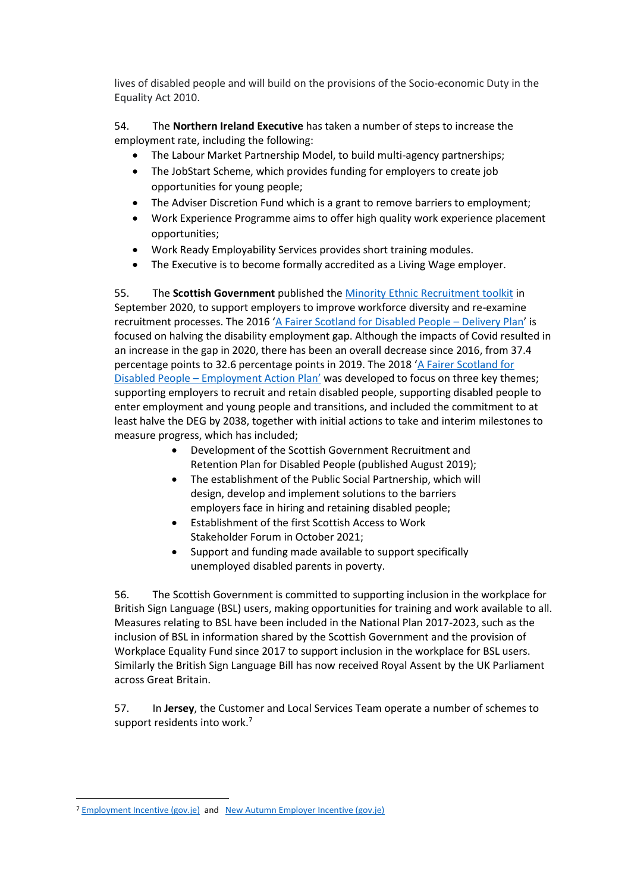lives of disabled people and will build on the provisions of the Socio-economic Duty in the Equality Act 2010.

54. The **Northern Ireland Executive** has taken a number of steps to increase the employment rate, including the following:

- The Labour Market Partnership Model, to build multi-agency partnerships;
- The JobStart Scheme, which provides funding for employers to create job opportunities for young people;
- The Adviser Discretion Fund which is a grant to remove barriers to employment;
- Work Experience Programme aims to offer high quality work experience placement opportunities;
- Work Ready Employability Services provides short training modules.
- The Executive is to become formally accredited as a Living Wage employer.

55. The **Scottish Government** published the Minority Ethnic Recruitment toolkit in September 2020, to support employers to improve workforce diversity and re-examine recruitment processes. The 2016 'A Fairer Scotland for Disabled People – Delivery Plan' is focused on halving the disability employment gap. Although the impacts of Covid resulted in an increase in the gap in 2020, there has been an overall decrease since 2016, from 37.4 percentage points to 32.6 percentage points in 2019. The 2018 'A Fairer Scotland for Disabled People – Employment Action Plan' was developed to focus on three key themes; supporting employers to recruit and retain disabled people, supporting disabled people to enter employment and young people and transitions, and included the commitment to at least halve the DEG by 2038, together with initial actions to take and interim milestones to measure progress, which has included;

- Development of the Scottish Government Recruitment and Retention Plan for Disabled People (published August 2019);
- The establishment of the Public Social Partnership, which will design, develop and implement solutions to the barriers employers face in hiring and retaining disabled people;
- Establishment of the first Scottish Access to Work Stakeholder Forum in October 2021;
- Support and funding made available to support specifically unemployed disabled parents in poverty.

56. The Scottish Government is committed to supporting inclusion in the workplace for British Sign Language (BSL) users, making opportunities for training and work available to all. Measures relating to BSL have been included in the National Plan 2017-2023, such as the inclusion of BSL in information shared by the Scottish Government and the provision of Workplace Equality Fund since 2017 to support inclusion in the workplace for BSL users. Similarly the British Sign Language Bill has now received Royal Assent by the UK Parliament across Great Britain.

57. In **Jersey**, the Customer and Local Services Team operate a number of schemes to support residents into work.[7]

[7] Employment Incentive (gov.je) and New Autumn Employer Incentive (gov.je)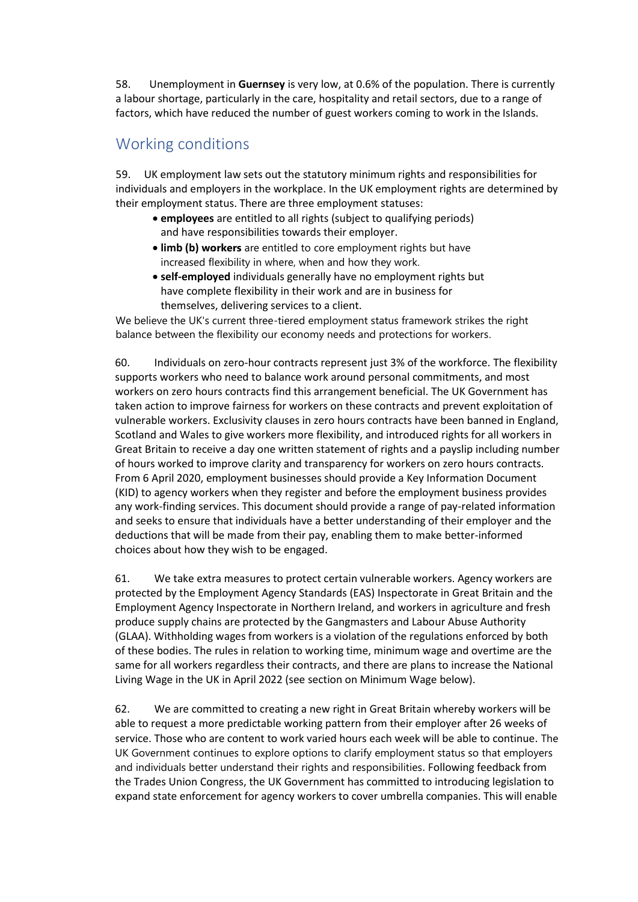58. Unemployment in **Guernsey** is very low, at 0.6% of the population. There is currently a labour shortage, particularly in the care, hospitality and retail sectors, due to a range of factors, which have reduced the number of guest workers coming to work in the Islands.

## Working conditions

59. UK employment law sets out the statutory minimum rights and responsibilities for individuals and employers in the workplace. In the UK employment rights are determined by their employment status. There are three employment statuses:

- **employees** are entitled to all rights (subject to qualifying periods) and have responsibilities towards their employer.
- **limb (b) workers** are entitled to core employment rights but have increased flexibility in where, when and how they work.
- **self-employed** individuals generally have no employment rights but have complete flexibility in their work and are in business for themselves, delivering services to a client.

We believe the UK's current three-tiered employment status framework strikes the right balance between the flexibility our economy needs and protections for workers.

60. Individuals on zero-hour contracts represent just 3% of the workforce. The flexibility supports workers who need to balance work around personal commitments, and most workers on zero hours contracts find this arrangement beneficial. The UK Government has taken action to improve fairness for workers on these contracts and prevent exploitation of vulnerable workers. Exclusivity clauses in zero hours contracts have been banned in England, Scotland and Wales to give workers more flexibility, and introduced rights for all workers in Great Britain to receive a day one written statement of rights and a payslip including number of hours worked to improve clarity and transparency for workers on zero hours contracts. From 6 April 2020, employment businesses should provide a Key Information Document (KID) to agency workers when they register and before the employment business provides any work-finding services. This document should provide a range of pay-related information and seeks to ensure that individuals have a better understanding of their employer and the deductions that will be made from their pay, enabling them to make better-informed choices about how they wish to be engaged.

61. We take extra measures to protect certain vulnerable workers. Agency workers are protected by the Employment Agency Standards (EAS) Inspectorate in Great Britain and the Employment Agency Inspectorate in Northern Ireland, and workers in agriculture and fresh produce supply chains are protected by the Gangmasters and Labour Abuse Authority (GLAA). Withholding wages from workers is a violation of the regulations enforced by both of these bodies. The rules in relation to working time, minimum wage and overtime are the same for all workers regardless their contracts, and there are plans to increase the National Living Wage in the UK in April 2022 (see section on Minimum Wage below).

62. We are committed to creating a new right in Great Britain whereby workers will be able to request a more predictable working pattern from their employer after 26 weeks of service. Those who are content to work varied hours each week will be able to continue. The UK Government continues to explore options to clarify employment status so that employers and individuals better understand their rights and responsibilities. Following feedback from the Trades Union Congress, the UK Government has committed to introducing legislation to expand state enforcement for agency workers to cover umbrella companies. This will enable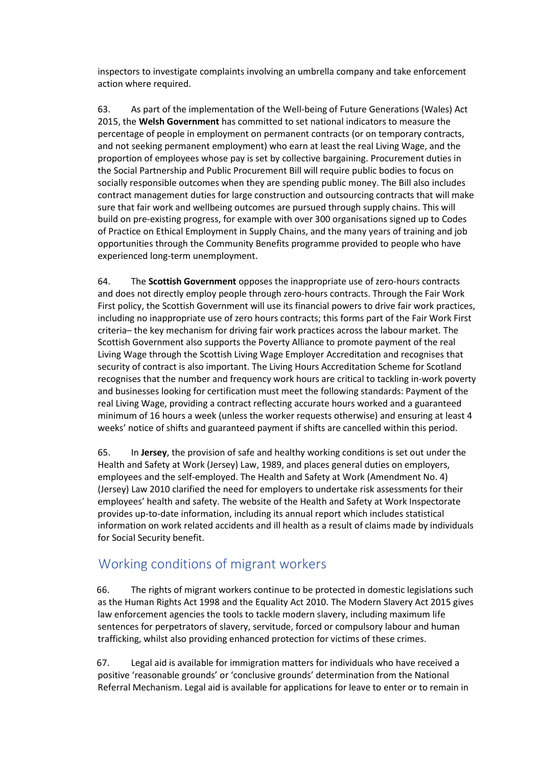inspectors to investigate complaints involving an umbrella company and take enforcement action where required.

63. As part of the implementation of the Well-being of Future Generations (Wales) Act 2015, the **Welsh Government** has committed to set national indicators to measure the percentage of people in employment on permanent contracts (or on temporary contracts, and not seeking permanent employment) who earn at least the real Living Wage, and the proportion of employees whose pay is set by collective bargaining. Procurement duties in the Social Partnership and Public Procurement Bill will require public bodies to focus on socially responsible outcomes when they are spending public money. The Bill also includes contract management duties for large construction and outsourcing contracts that will make sure that fair work and wellbeing outcomes are pursued through supply chains. This will build on pre-existing progress, for example with over 300 organisations signed up to Codes of Practice on Ethical Employment in Supply Chains, and the many years of training and job opportunities through the Community Benefits programme provided to people who have experienced long-term unemployment.

64. The **Scottish Government** opposes the inappropriate use of zero-hours contracts and does not directly employ people through zero-hours contracts. Through the Fair Work First policy, the Scottish Government will use its financial powers to drive fair work practices, including no inappropriate use of zero hours contracts; this forms part of the Fair Work First criteria– the key mechanism for driving fair work practices across the labour market. The Scottish Government also supports the Poverty Alliance to promote payment of the real Living Wage through the Scottish Living Wage Employer Accreditation and recognises that security of contract is also important. The Living Hours Accreditation Scheme for Scotland recognises that the number and frequency work hours are critical to tackling in-work poverty and businesses looking for certification must meet the following standards: Payment of the real Living Wage, providing a contract reflecting accurate hours worked and a guaranteed minimum of 16 hours a week (unless the worker requests otherwise) and ensuring at least 4 weeks' notice of shifts and guaranteed payment if shifts are cancelled within this period.

65. In **Jersey**, the provision of safe and healthy working conditions is set out under the Health and Safety at Work (Jersey) Law, 1989, and places general duties on employers, employees and the self-employed. The Health and Safety at Work (Amendment No. 4) (Jersey) Law 2010 clarified the need for employers to undertake risk assessments for their employees' health and safety. The website of the Health and Safety at Work Inspectorate provides up-to-date information, including its annual report which includes statistical information on work related accidents and ill health as a result of claims made by individuals for Social Security benefit.

## Working conditions of migrant workers

66. The rights of migrant workers continue to be protected in domestic legislations such as the Human Rights Act 1998 and the Equality Act 2010. The Modern Slavery Act 2015 gives law enforcement agencies the tools to tackle modern slavery, including maximum life sentences for perpetrators of slavery, servitude, forced or compulsory labour and human trafficking, whilst also providing enhanced protection for victims of these crimes.

67. Legal aid is available for immigration matters for individuals who have received a positive 'reasonable grounds' or 'conclusive grounds' determination from the National Referral Mechanism. Legal aid is available for applications for leave to enter or to remain in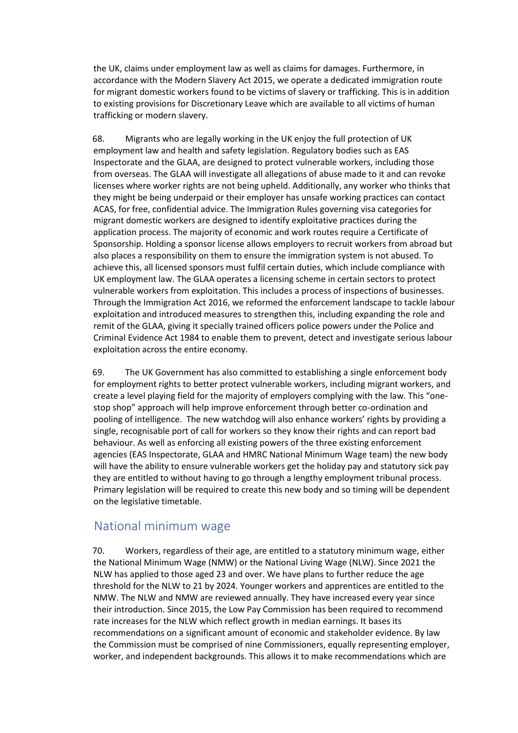the UK, claims under employment law as well as claims for damages. Furthermore, in accordance with the Modern Slavery Act 2015, we operate a dedicated immigration route for migrant domestic workers found to be victims of slavery or trafficking. This is in addition to existing provisions for Discretionary Leave which are available to all victims of human trafficking or modern slavery.

68. Migrants who are legally working in the UK enjoy the full protection of UK employment law and health and safety legislation. Regulatory bodies such as EAS Inspectorate and the GLAA, are designed to protect vulnerable workers, including those from overseas. The GLAA will investigate all allegations of abuse made to it and can revoke licenses where worker rights are not being upheld. Additionally, any worker who thinks that they might be being underpaid or their employer has unsafe working practices can contact ACAS, for free, confidential advice. The Immigration Rules governing visa categories for migrant domestic workers are designed to identify exploitative practices during the application process. The majority of economic and work routes require a Certificate of Sponsorship. Holding a sponsor license allows employers to recruit workers from abroad but also places a responsibility on them to ensure the immigration system is not abused. To achieve this, all licensed sponsors must fulfil certain duties, which include compliance with UK employment law. The GLAA operates a licensing scheme in certain sectors to protect vulnerable workers from exploitation. This includes a process of inspections of businesses. Through the Immigration Act 2016, we reformed the enforcement landscape to tackle labour exploitation and introduced measures to strengthen this, including expanding the role and remit of the GLAA, giving it specially trained officers police powers under the Police and Criminal Evidence Act 1984 to enable them to prevent, detect and investigate serious labour exploitation across the entire economy.

69. The UK Government has also committed to establishing a single enforcement body for employment rights to better protect vulnerable workers, including migrant workers, and create a level playing field for the majority of employers complying with the law. This "one-stop shop" approach will help improve enforcement through better co-ordination and pooling of intelligence. The new watchdog will also enhance workers' rights by providing a single, recognisable port of call for workers so they know their rights and can report bad behaviour. As well as enforcing all existing powers of the three existing enforcement agencies (EAS Inspectorate, GLAA and HMRC National Minimum Wage team) the new body will have the ability to ensure vulnerable workers get the holiday pay and statutory sick pay they are entitled to without having to go through a lengthy employment tribunal process. Primary legislation will be required to create this new body and so timing will be dependent on the legislative timetable.

## National minimum wage

70. Workers, regardless of their age, are entitled to a statutory minimum wage, either the National Minimum Wage (NMW) or the National Living Wage (NLW). Since 2021 the NLW has applied to those aged 23 and over. We have plans to further reduce the age threshold for the NLW to 21 by 2024. Younger workers and apprentices are entitled to the NMW. The NLW and NMW are reviewed annually. They have increased every year since their introduction. Since 2015, the Low Pay Commission has been required to recommend rate increases for the NLW which reflect growth in median earnings. It bases its recommendations on a significant amount of economic and stakeholder evidence. By law the Commission must be comprised of nine Commissioners, equally representing employer, worker, and independent backgrounds. This allows it to make recommendations which are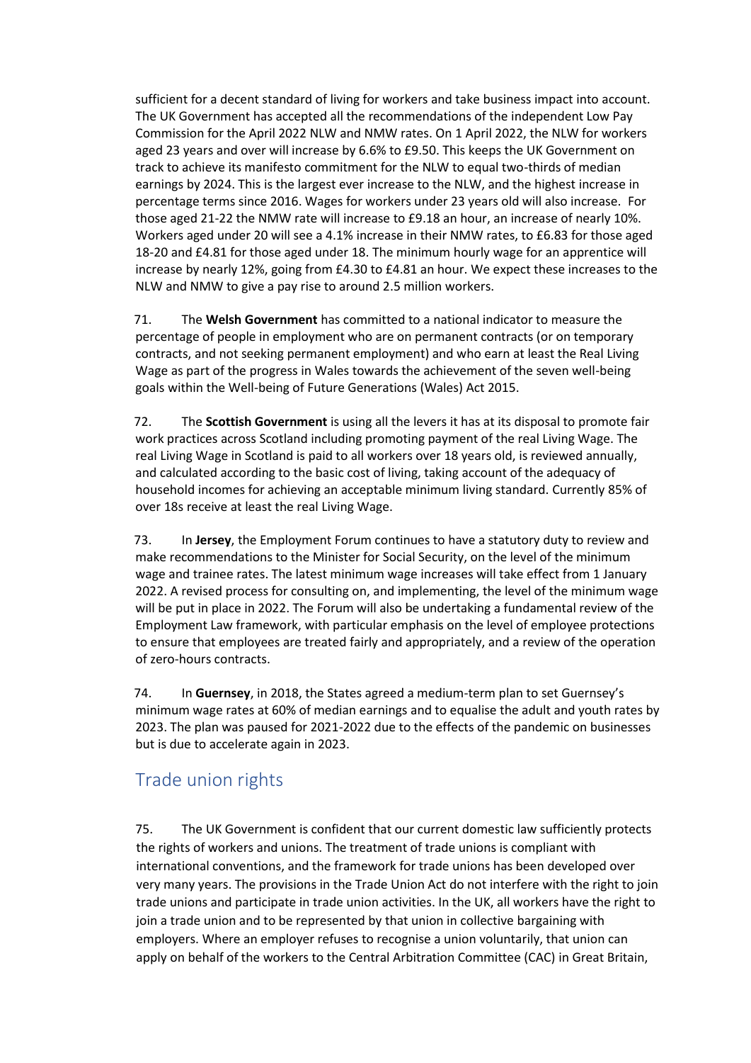sufficient for a decent standard of living for workers and take business impact into account. The UK Government has accepted all the recommendations of the independent Low Pay Commission for the April 2022 NLW and NMW rates. On 1 April 2022, the NLW for workers aged 23 years and over will increase by 6.6% to £9.50. This keeps the UK Government on track to achieve its manifesto commitment for the NLW to equal two-thirds of median earnings by 2024. This is the largest ever increase to the NLW, and the highest increase in percentage terms since 2016. Wages for workers under 23 years old will also increase. For those aged 21-22 the NMW rate will increase to £9.18 an hour, an increase of nearly 10%. Workers aged under 20 will see a 4.1% increase in their NMW rates, to £6.83 for those aged 18-20 and £4.81 for those aged under 18. The minimum hourly wage for an apprentice will increase by nearly 12%, going from £4.30 to £4.81 an hour. We expect these increases to the NLW and NMW to give a pay rise to around 2.5 million workers.

71. The **Welsh Government** has committed to a national indicator to measure the percentage of people in employment who are on permanent contracts (or on temporary contracts, and not seeking permanent employment) and who earn at least the Real Living Wage as part of the progress in Wales towards the achievement of the seven well-being goals within the Well-being of Future Generations (Wales) Act 2015.

72. The **Scottish Government** is using all the levers it has at its disposal to promote fair work practices across Scotland including promoting payment of the real Living Wage. The real Living Wage in Scotland is paid to all workers over 18 years old, is reviewed annually, and calculated according to the basic cost of living, taking account of the adequacy of household incomes for achieving an acceptable minimum living standard. Currently 85% of over 18s receive at least the real Living Wage.

73. In **Jersey**, the Employment Forum continues to have a statutory duty to review and make recommendations to the Minister for Social Security, on the level of the minimum wage and trainee rates. The latest minimum wage increases will take effect from 1 January 2022. A revised process for consulting on, and implementing, the level of the minimum wage will be put in place in 2022. The Forum will also be undertaking a fundamental review of the Employment Law framework, with particular emphasis on the level of employee protections to ensure that employees are treated fairly and appropriately, and a review of the operation of zero-hours contracts.

74. In **Guernsey**, in 2018, the States agreed a medium-term plan to set Guernsey's minimum wage rates at 60% of median earnings and to equalise the adult and youth rates by 2023. The plan was paused for 2021-2022 due to the effects of the pandemic on businesses but is due to accelerate again in 2023.

## Trade union rights

75. The UK Government is confident that our current domestic law sufficiently protects the rights of workers and unions. The treatment of trade unions is compliant with international conventions, and the framework for trade unions has been developed over very many years. The provisions in the Trade Union Act do not interfere with the right to join trade unions and participate in trade union activities. In the UK, all workers have the right to join a trade union and to be represented by that union in collective bargaining with employers. Where an employer refuses to recognise a union voluntarily, that union can apply on behalf of the workers to the Central Arbitration Committee (CAC) in Great Britain,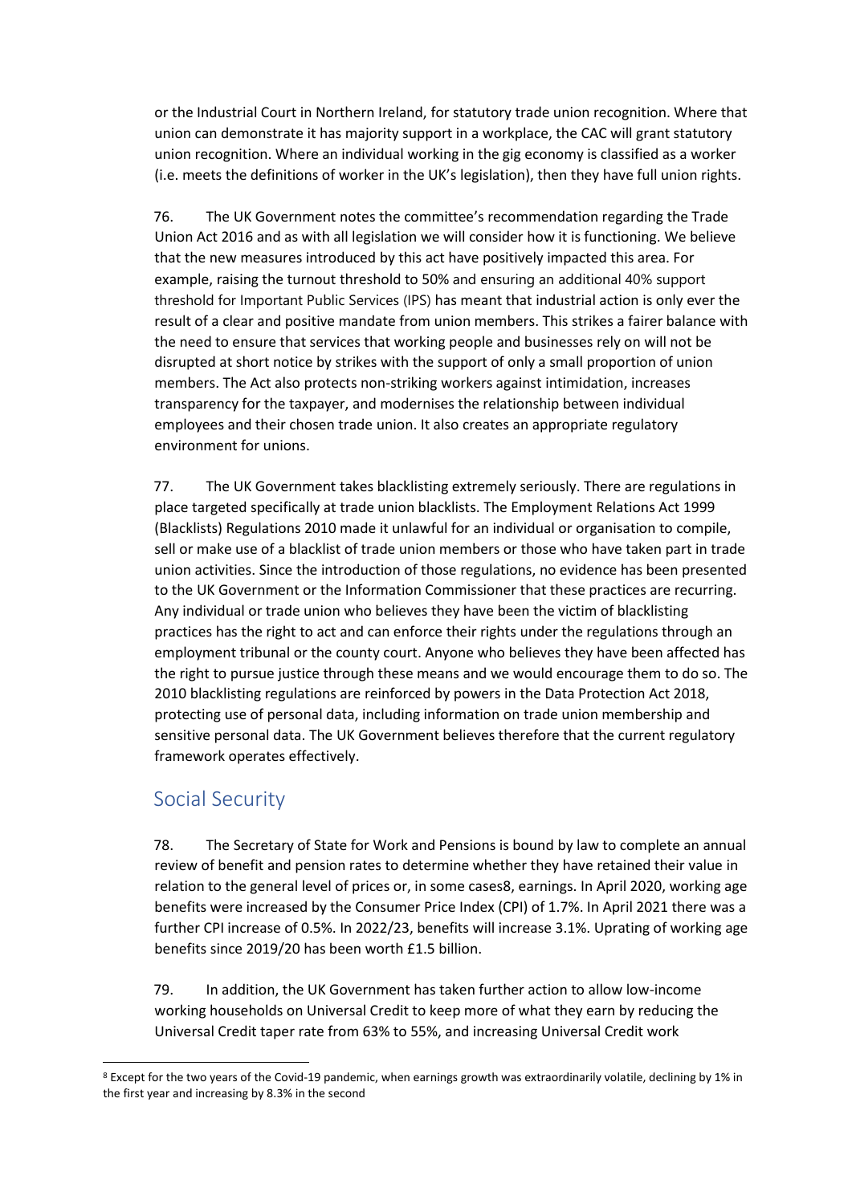or the Industrial Court in Northern Ireland, for statutory trade union recognition. Where that union can demonstrate it has majority support in a workplace, the CAC will grant statutory union recognition. Where an individual working in the gig economy is classified as a worker (i.e. meets the definitions of worker in the UK's legislation), then they have full union rights.

76. The UK Government notes the committee's recommendation regarding the Trade Union Act 2016 and as with all legislation we will consider how it is functioning. We believe that the new measures introduced by this act have positively impacted this area. For example, raising the turnout threshold to 50% and ensuring an additional 40% support threshold for Important Public Services (IPS) has meant that industrial action is only ever the result of a clear and positive mandate from union members. This strikes a fairer balance with the need to ensure that services that working people and businesses rely on will not be disrupted at short notice by strikes with the support of only a small proportion of union members. The Act also protects non-striking workers against intimidation, increases transparency for the taxpayer, and modernises the relationship between individual employees and their chosen trade union. It also creates an appropriate regulatory environment for unions.

77. The UK Government takes blacklisting extremely seriously. There are regulations in place targeted specifically at trade union blacklists. The Employment Relations Act 1999 (Blacklists) Regulations 2010 made it unlawful for an individual or organisation to compile, sell or make use of a blacklist of trade union members or those who have taken part in trade union activities. Since the introduction of those regulations, no evidence has been presented to the UK Government or the Information Commissioner that these practices are recurring. Any individual or trade union who believes they have been the victim of blacklisting practices has the right to act and can enforce their rights under the regulations through an employment tribunal or the county court. Anyone who believes they have been affected has the right to pursue justice through these means and we would encourage them to do so. The 2010 blacklisting regulations are reinforced by powers in the Data Protection Act 2018, protecting use of personal data, including information on trade union membership and sensitive personal data. The UK Government believes therefore that the current regulatory framework operates effectively.

## Social Security

78. The Secretary of State for Work and Pensions is bound by law to complete an annual review of benefit and pension rates to determine whether they have retained their value in relation to the general level of prices or, in some cases[8], earnings. In April 2020, working age benefits were increased by the Consumer Price Index (CPI) of 1.7%. In April 2021 there was a further CPI increase of 0.5%. In 2022/23, benefits will increase 3.1%. Uprating of working age benefits since 2019/20 has been worth £1.5 billion.

79. In addition, the UK Government has taken further action to allow low-income working households on Universal Credit to keep more of what they earn by reducing the Universal Credit taper rate from 63% to 55%, and increasing Universal Credit work

[8] Except for the two years of the Covid-19 pandemic, when earnings growth was extraordinarily volatile, declining by 1% in the first year and increasing by 8.3% in the second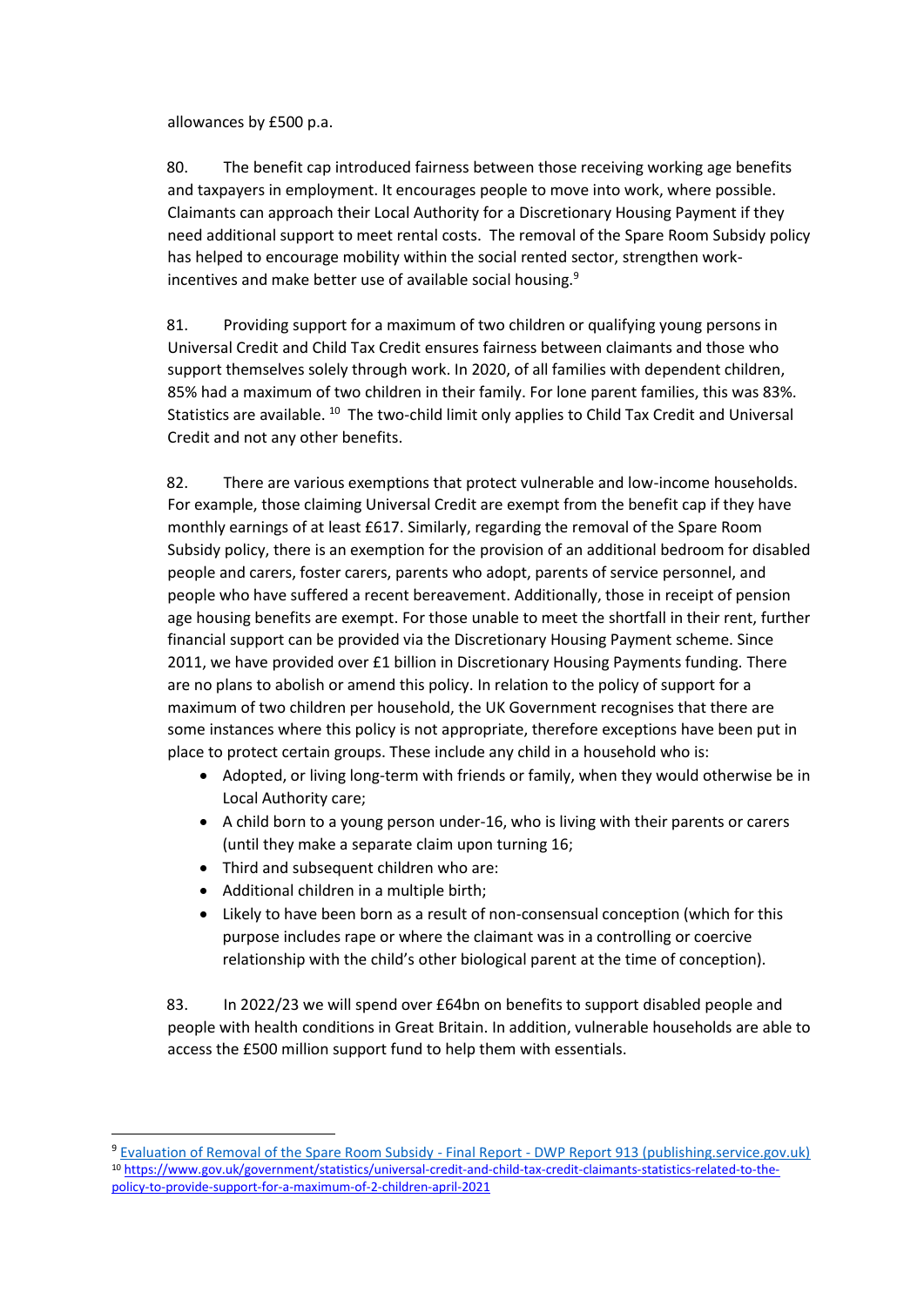allowances by £500 p.a.

80. The benefit cap introduced fairness between those receiving working age benefits and taxpayers in employment. It encourages people to move into work, where possible. Claimants can approach their Local Authority for a Discretionary Housing Payment if they need additional support to meet rental costs. The removal of the Spare Room Subsidy policy has helped to encourage mobility within the social rented sector, strengthen work-incentives and make better use of available social housing.[9]

81. Providing support for a maximum of two children or qualifying young persons in Universal Credit and Child Tax Credit ensures fairness between claimants and those who support themselves solely through work. In 2020, of all families with dependent children, 85% had a maximum of two children in their family. For lone parent families, this was 83%. Statistics are available. [10] The two-child limit only applies to Child Tax Credit and Universal Credit and not any other benefits.

82. There are various exemptions that protect vulnerable and low-income households. For example, those claiming Universal Credit are exempt from the benefit cap if they have monthly earnings of at least £617. Similarly, regarding the removal of the Spare Room Subsidy policy, there is an exemption for the provision of an additional bedroom for disabled people and carers, foster carers, parents who adopt, parents of service personnel, and people who have suffered a recent bereavement. Additionally, those in receipt of pension age housing benefits are exempt. For those unable to meet the shortfall in their rent, further financial support can be provided via the Discretionary Housing Payment scheme. Since 2011, we have provided over £1 billion in Discretionary Housing Payments funding. There are no plans to abolish or amend this policy. In relation to the policy of support for a maximum of two children per household, the UK Government recognises that there are some instances where this policy is not appropriate, therefore exceptions have been put in place to protect certain groups. These include any child in a household who is:

- Adopted, or living long-term with friends or family, when they would otherwise be in Local Authority care;
- A child born to a young person under-16, who is living with their parents or carers (until they make a separate claim upon turning 16;
- Third and subsequent children who are:
- Additional children in a multiple birth;
- Likely to have been born as a result of non-consensual conception (which for this purpose includes rape or where the claimant was in a controlling or coercive relationship with the child's other biological parent at the time of conception).

83. In 2022/23 we will spend over £64bn on benefits to support disabled people and people with health conditions in Great Britain. In addition, vulnerable households are able to access the £500 million support fund to help them with essentials.

---

[9] Evaluation of Removal of the Spare Room Subsidy - Final Report - DWP Report 913 (publishing.service.gov.uk)

[10] https://www.gov.uk/government/statistics/universal-credit-and-child-tax-credit-claimants-statistics-related-to-the-policy-to-provide-support-for-a-maximum-of-2-children-april-2021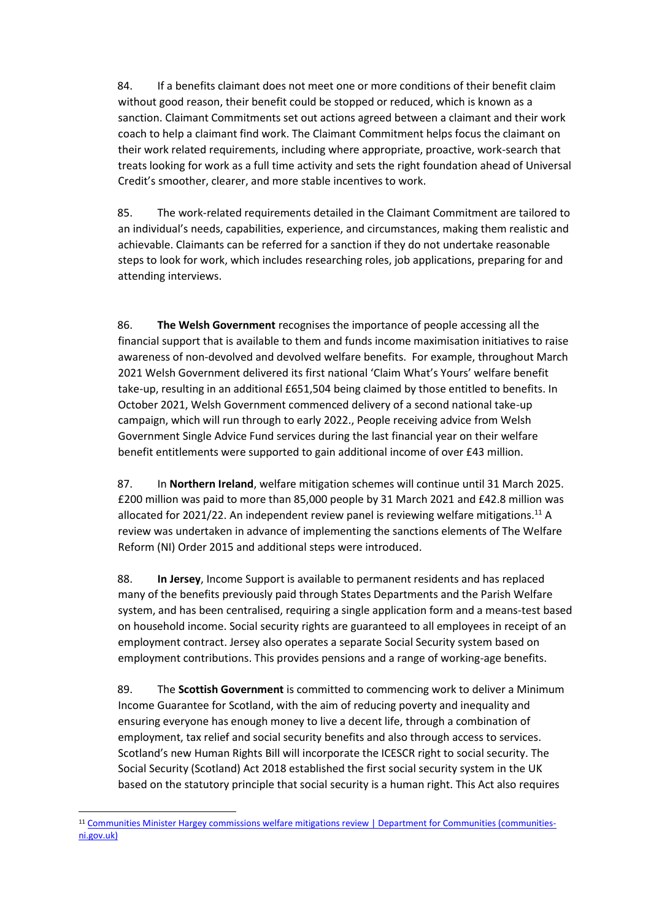84. If a benefits claimant does not meet one or more conditions of their benefit claim without good reason, their benefit could be stopped or reduced, which is known as a sanction. Claimant Commitments set out actions agreed between a claimant and their work coach to help a claimant find work. The Claimant Commitment helps focus the claimant on their work related requirements, including where appropriate, proactive, work-search that treats looking for work as a full time activity and sets the right foundation ahead of Universal Credit's smoother, clearer, and more stable incentives to work.

85. The work-related requirements detailed in the Claimant Commitment are tailored to an individual's needs, capabilities, experience, and circumstances, making them realistic and achievable. Claimants can be referred for a sanction if they do not undertake reasonable steps to look for work, which includes researching roles, job applications, preparing for and attending interviews.

86. **The Welsh Government** recognises the importance of people accessing all the financial support that is available to them and funds income maximisation initiatives to raise awareness of non-devolved and devolved welfare benefits. For example, throughout March 2021 Welsh Government delivered its first national 'Claim What's Yours' welfare benefit take-up, resulting in an additional £651,504 being claimed by those entitled to benefits. In October 2021, Welsh Government commenced delivery of a second national take-up campaign, which will run through to early 2022., People receiving advice from Welsh Government Single Advice Fund services during the last financial year on their welfare benefit entitlements were supported to gain additional income of over £43 million.

87. In **Northern Ireland**, welfare mitigation schemes will continue until 31 March 2025. £200 million was paid to more than 85,000 people by 31 March 2021 and £42.8 million was allocated for 2021/22. An independent review panel is reviewing welfare mitigations.[11] A review was undertaken in advance of implementing the sanctions elements of The Welfare Reform (NI) Order 2015 and additional steps were introduced.

88. **In Jersey**, Income Support is available to permanent residents and has replaced many of the benefits previously paid through States Departments and the Parish Welfare system, and has been centralised, requiring a single application form and a means-test based on household income. Social security rights are guaranteed to all employees in receipt of an employment contract. Jersey also operates a separate Social Security system based on employment contributions. This provides pensions and a range of working-age benefits.

89. The **Scottish Government** is committed to commencing work to deliver a Minimum Income Guarantee for Scotland, with the aim of reducing poverty and inequality and ensuring everyone has enough money to live a decent life, through a combination of employment, tax relief and social security benefits and also through access to services. Scotland's new Human Rights Bill will incorporate the ICESCR right to social security. The Social Security (Scotland) Act 2018 established the first social security system in the UK based on the statutory principle that social security is a human right. This Act also requires

[11] Communities Minister Hargey commissions welfare mitigations review | Department for Communities (communities-ni.gov.uk)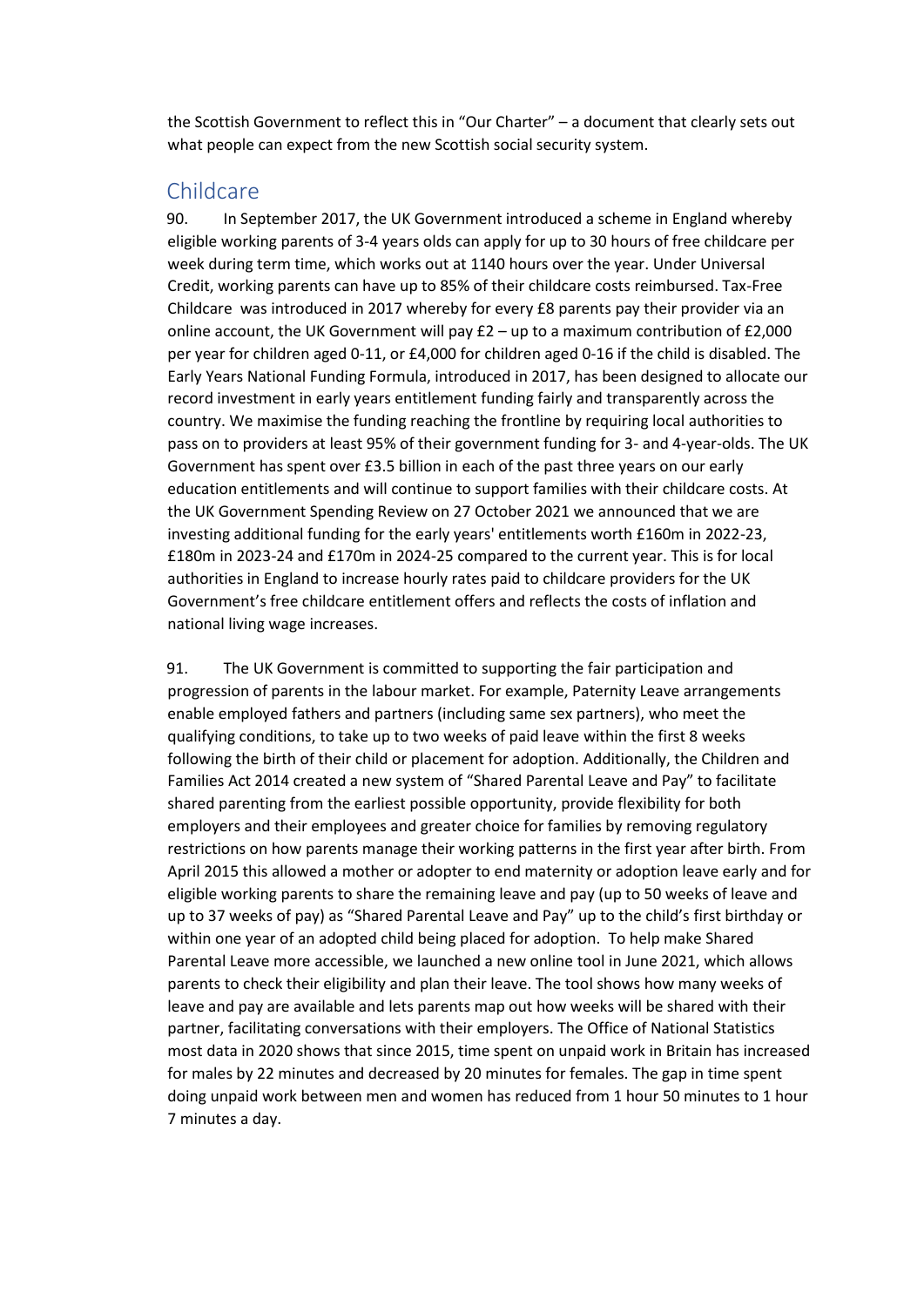the Scottish Government to reflect this in "Our Charter" – a document that clearly sets out what people can expect from the new Scottish social security system.

## Childcare

90. In September 2017, the UK Government introduced a scheme in England whereby eligible working parents of 3-4 years olds can apply for up to 30 hours of free childcare per week during term time, which works out at 1140 hours over the year. Under Universal Credit, working parents can have up to 85% of their childcare costs reimbursed. Tax-Free Childcare was introduced in 2017 whereby for every £8 parents pay their provider via an online account, the UK Government will pay £2 – up to a maximum contribution of £2,000 per year for children aged 0-11, or £4,000 for children aged 0-16 if the child is disabled. The Early Years National Funding Formula, introduced in 2017, has been designed to allocate our record investment in early years entitlement funding fairly and transparently across the country. We maximise the funding reaching the frontline by requiring local authorities to pass on to providers at least 95% of their government funding for 3- and 4-year-olds. The UK Government has spent over £3.5 billion in each of the past three years on our early education entitlements and will continue to support families with their childcare costs. At the UK Government Spending Review on 27 October 2021 we announced that we are investing additional funding for the early years' entitlements worth £160m in 2022-23, £180m in 2023-24 and £170m in 2024-25 compared to the current year. This is for local authorities in England to increase hourly rates paid to childcare providers for the UK Government's free childcare entitlement offers and reflects the costs of inflation and national living wage increases.

91. The UK Government is committed to supporting the fair participation and progression of parents in the labour market. For example, Paternity Leave arrangements enable employed fathers and partners (including same sex partners), who meet the qualifying conditions, to take up to two weeks of paid leave within the first 8 weeks following the birth of their child or placement for adoption. Additionally, the Children and Families Act 2014 created a new system of "Shared Parental Leave and Pay" to facilitate shared parenting from the earliest possible opportunity, provide flexibility for both employers and their employees and greater choice for families by removing regulatory restrictions on how parents manage their working patterns in the first year after birth. From April 2015 this allowed a mother or adopter to end maternity or adoption leave early and for eligible working parents to share the remaining leave and pay (up to 50 weeks of leave and up to 37 weeks of pay) as "Shared Parental Leave and Pay" up to the child's first birthday or within one year of an adopted child being placed for adoption. To help make Shared Parental Leave more accessible, we launched a new online tool in June 2021, which allows parents to check their eligibility and plan their leave. The tool shows how many weeks of leave and pay are available and lets parents map out how weeks will be shared with their partner, facilitating conversations with their employers. The Office of National Statistics most data in 2020 shows that since 2015, time spent on unpaid work in Britain has increased for males by 22 minutes and decreased by 20 minutes for females. The gap in time spent doing unpaid work between men and women has reduced from 1 hour 50 minutes to 1 hour 7 minutes a day.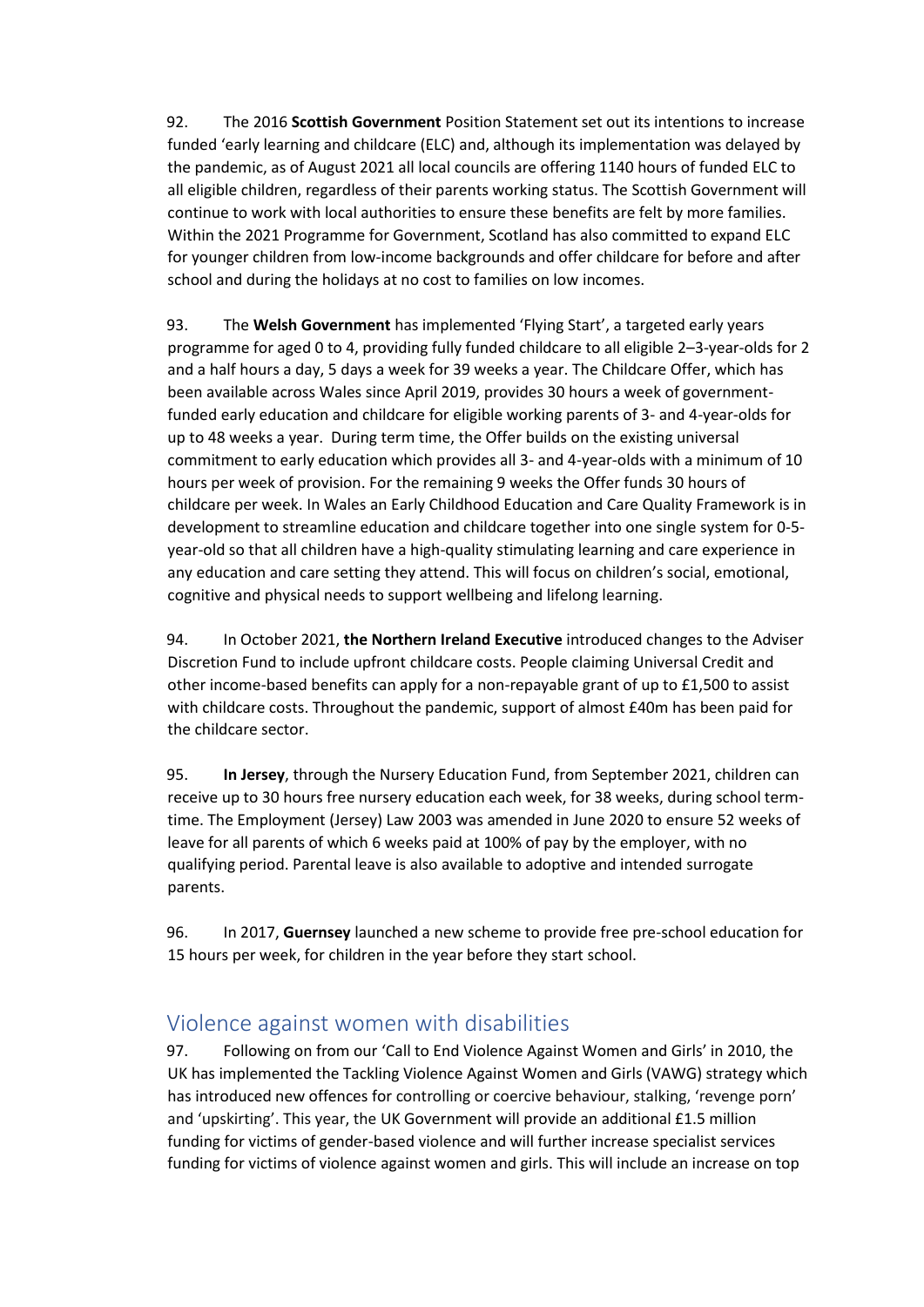92. The 2016 **Scottish Government** Position Statement set out its intentions to increase funded 'early learning and childcare (ELC) and, although its implementation was delayed by the pandemic, as of August 2021 all local councils are offering 1140 hours of funded ELC to all eligible children, regardless of their parents working status. The Scottish Government will continue to work with local authorities to ensure these benefits are felt by more families. Within the 2021 Programme for Government, Scotland has also committed to expand ELC for younger children from low-income backgrounds and offer childcare for before and after school and during the holidays at no cost to families on low incomes.

93. The **Welsh Government** has implemented 'Flying Start', a targeted early years programme for aged 0 to 4, providing fully funded childcare to all eligible 2–3-year-olds for 2 and a half hours a day, 5 days a week for 39 weeks a year. The Childcare Offer, which has been available across Wales since April 2019, provides 30 hours a week of government-funded early education and childcare for eligible working parents of 3- and 4-year-olds for up to 48 weeks a year. During term time, the Offer builds on the existing universal commitment to early education which provides all 3- and 4-year-olds with a minimum of 10 hours per week of provision. For the remaining 9 weeks the Offer funds 30 hours of childcare per week. In Wales an Early Childhood Education and Care Quality Framework is in development to streamline education and childcare together into one single system for 0-5-year-old so that all children have a high-quality stimulating learning and care experience in any education and care setting they attend. This will focus on children's social, emotional, cognitive and physical needs to support wellbeing and lifelong learning.

94. In October 2021, **the Northern Ireland Executive** introduced changes to the Adviser Discretion Fund to include upfront childcare costs. People claiming Universal Credit and other income-based benefits can apply for a non-repayable grant of up to £1,500 to assist with childcare costs. Throughout the pandemic, support of almost £40m has been paid for the childcare sector.

95. **In Jersey**, through the Nursery Education Fund, from September 2021, children can receive up to 30 hours free nursery education each week, for 38 weeks, during school term-time. The Employment (Jersey) Law 2003 was amended in June 2020 to ensure 52 weeks of leave for all parents of which 6 weeks paid at 100% of pay by the employer, with no qualifying period. Parental leave is also available to adoptive and intended surrogate parents.

96. In 2017, **Guernsey** launched a new scheme to provide free pre-school education for 15 hours per week, for children in the year before they start school.

## Violence against women with disabilities

97. Following on from our 'Call to End Violence Against Women and Girls' in 2010, the UK has implemented the Tackling Violence Against Women and Girls (VAWG) strategy which has introduced new offences for controlling or coercive behaviour, stalking, 'revenge porn' and 'upskirting'. This year, the UK Government will provide an additional £1.5 million funding for victims of gender-based violence and will further increase specialist services funding for victims of violence against women and girls. This will include an increase on top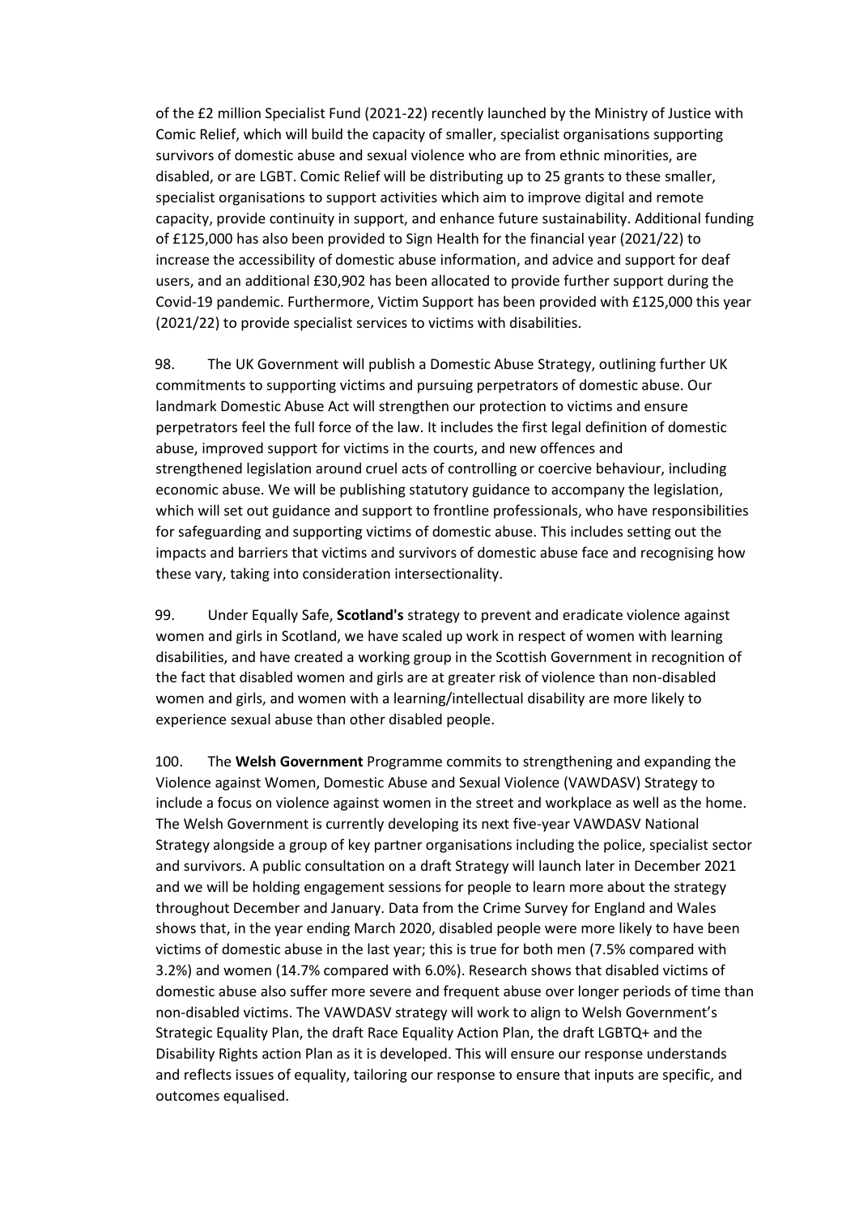of the £2 million Specialist Fund (2021-22) recently launched by the Ministry of Justice with Comic Relief, which will build the capacity of smaller, specialist organisations supporting survivors of domestic abuse and sexual violence who are from ethnic minorities, are disabled, or are LGBT. Comic Relief will be distributing up to 25 grants to these smaller, specialist organisations to support activities which aim to improve digital and remote capacity, provide continuity in support, and enhance future sustainability. Additional funding of £125,000 has also been provided to Sign Health for the financial year (2021/22) to increase the accessibility of domestic abuse information, and advice and support for deaf users, and an additional £30,902 has been allocated to provide further support during the Covid-19 pandemic. Furthermore, Victim Support has been provided with £125,000 this year (2021/22) to provide specialist services to victims with disabilities.

98. The UK Government will publish a Domestic Abuse Strategy, outlining further UK commitments to supporting victims and pursuing perpetrators of domestic abuse. Our landmark Domestic Abuse Act will strengthen our protection to victims and ensure perpetrators feel the full force of the law. It includes the first legal definition of domestic abuse, improved support for victims in the courts, and new offences and strengthened legislation around cruel acts of controlling or coercive behaviour, including economic abuse. We will be publishing statutory guidance to accompany the legislation, which will set out guidance and support to frontline professionals, who have responsibilities for safeguarding and supporting victims of domestic abuse. This includes setting out the impacts and barriers that victims and survivors of domestic abuse face and recognising how these vary, taking into consideration intersectionality.

99. Under Equally Safe, **Scotland's** strategy to prevent and eradicate violence against women and girls in Scotland, we have scaled up work in respect of women with learning disabilities, and have created a working group in the Scottish Government in recognition of the fact that disabled women and girls are at greater risk of violence than non-disabled women and girls, and women with a learning/intellectual disability are more likely to experience sexual abuse than other disabled people.

100. The **Welsh Government** Programme commits to strengthening and expanding the Violence against Women, Domestic Abuse and Sexual Violence (VAWDASV) Strategy to include a focus on violence against women in the street and workplace as well as the home. The Welsh Government is currently developing its next five-year VAWDASV National Strategy alongside a group of key partner organisations including the police, specialist sector and survivors. A public consultation on a draft Strategy will launch later in December 2021 and we will be holding engagement sessions for people to learn more about the strategy throughout December and January. Data from the Crime Survey for England and Wales shows that, in the year ending March 2020, disabled people were more likely to have been victims of domestic abuse in the last year; this is true for both men (7.5% compared with 3.2%) and women (14.7% compared with 6.0%). Research shows that disabled victims of domestic abuse also suffer more severe and frequent abuse over longer periods of time than non-disabled victims. The VAWDASV strategy will work to align to Welsh Government's Strategic Equality Plan, the draft Race Equality Action Plan, the draft LGBTQ+ and the Disability Rights action Plan as it is developed. This will ensure our response understands and reflects issues of equality, tailoring our response to ensure that inputs are specific, and outcomes equalised.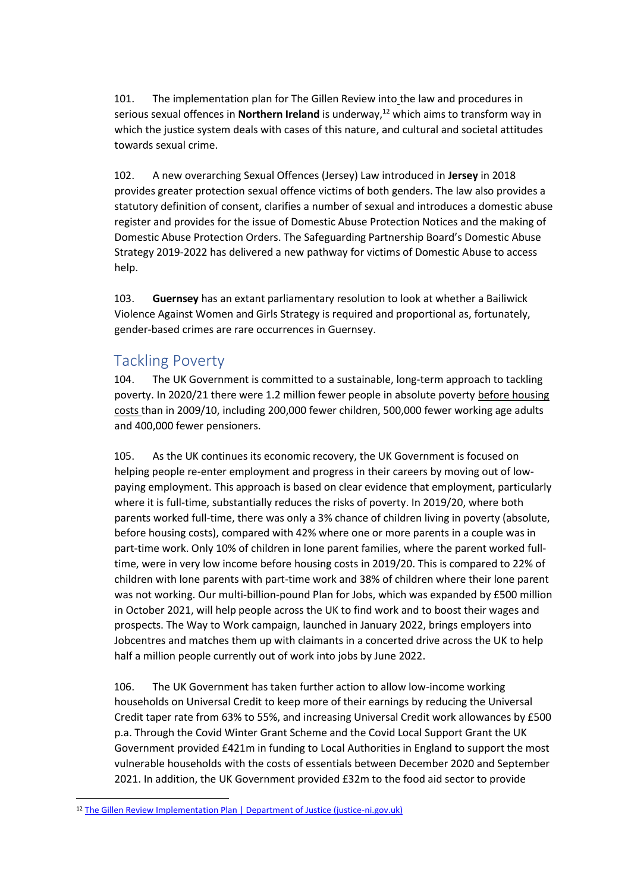101. The implementation plan for The Gillen Review into the law and procedures in serious sexual offences in **Northern Ireland** is underway,[12] which aims to transform way in which the justice system deals with cases of this nature, and cultural and societal attitudes towards sexual crime.

102. A new overarching Sexual Offences (Jersey) Law introduced in **Jersey** in 2018 provides greater protection sexual offence victims of both genders. The law also provides a statutory definition of consent, clarifies a number of sexual and introduces a domestic abuse register and provides for the issue of Domestic Abuse Protection Notices and the making of Domestic Abuse Protection Orders. The Safeguarding Partnership Board's Domestic Abuse Strategy 2019-2022 has delivered a new pathway for victims of Domestic Abuse to access help.

103. **Guernsey** has an extant parliamentary resolution to look at whether a Bailiwick Violence Against Women and Girls Strategy is required and proportional as, fortunately, gender-based crimes are rare occurrences in Guernsey.

## Tackling Poverty

104. The UK Government is committed to a sustainable, long-term approach to tackling poverty. In 2020/21 there were 1.2 million fewer people in absolute poverty before housing costs than in 2009/10, including 200,000 fewer children, 500,000 fewer working age adults and 400,000 fewer pensioners.

105. As the UK continues its economic recovery, the UK Government is focused on helping people re-enter employment and progress in their careers by moving out of low-paying employment. This approach is based on clear evidence that employment, particularly where it is full-time, substantially reduces the risks of poverty. In 2019/20, where both parents worked full-time, there was only a 3% chance of children living in poverty (absolute, before housing costs), compared with 42% where one or more parents in a couple was in part-time work. Only 10% of children in lone parent families, where the parent worked full-time, were in very low income before housing costs in 2019/20. This is compared to 22% of children with lone parents with part-time work and 38% of children where their lone parent was not working. Our multi-billion-pound Plan for Jobs, which was expanded by £500 million in October 2021, will help people across the UK to find work and to boost their wages and prospects. The Way to Work campaign, launched in January 2022, brings employers into Jobcentres and matches them up with claimants in a concerted drive across the UK to help half a million people currently out of work into jobs by June 2022.

106. The UK Government has taken further action to allow low-income working households on Universal Credit to keep more of their earnings by reducing the Universal Credit taper rate from 63% to 55%, and increasing Universal Credit work allowances by £500 p.a. Through the Covid Winter Grant Scheme and the Covid Local Support Grant the UK Government provided £421m in funding to Local Authorities in England to support the most vulnerable households with the costs of essentials between December 2020 and September 2021. In addition, the UK Government provided £32m to the food aid sector to provide

[12] The Gillen Review Implementation Plan | Department of Justice (justice-ni.gov.uk)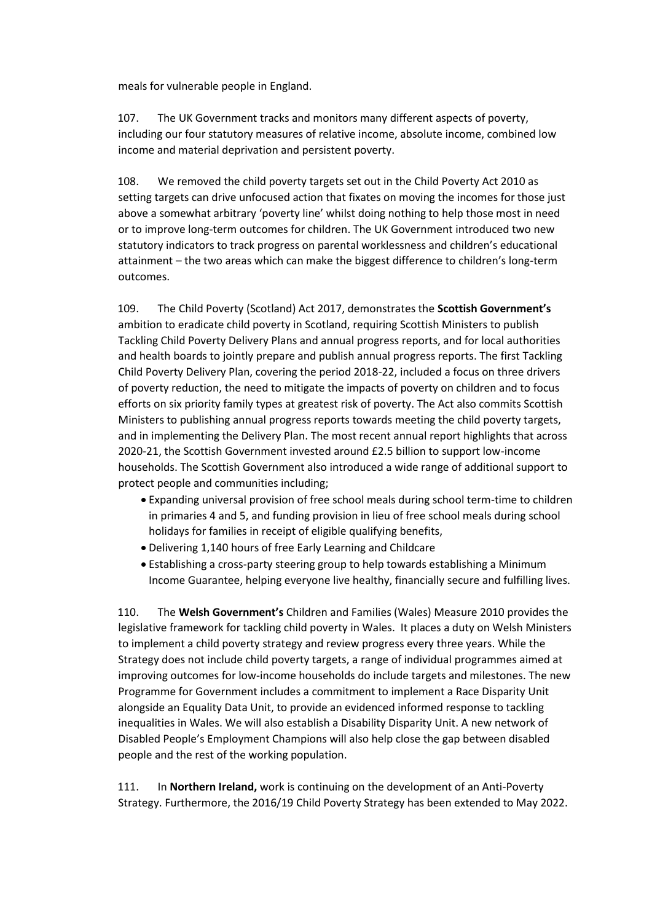meals for vulnerable people in England.

107. The UK Government tracks and monitors many different aspects of poverty, including our four statutory measures of relative income, absolute income, combined low income and material deprivation and persistent poverty.

108. We removed the child poverty targets set out in the Child Poverty Act 2010 as setting targets can drive unfocused action that fixates on moving the incomes for those just above a somewhat arbitrary 'poverty line' whilst doing nothing to help those most in need or to improve long-term outcomes for children. The UK Government introduced two new statutory indicators to track progress on parental worklessness and children's educational attainment – the two areas which can make the biggest difference to children's long-term outcomes.

109. The Child Poverty (Scotland) Act 2017, demonstrates the **Scottish Government's** ambition to eradicate child poverty in Scotland, requiring Scottish Ministers to publish Tackling Child Poverty Delivery Plans and annual progress reports, and for local authorities and health boards to jointly prepare and publish annual progress reports. The first Tackling Child Poverty Delivery Plan, covering the period 2018-22, included a focus on three drivers of poverty reduction, the need to mitigate the impacts of poverty on children and to focus efforts on six priority family types at greatest risk of poverty. The Act also commits Scottish Ministers to publishing annual progress reports towards meeting the child poverty targets, and in implementing the Delivery Plan. The most recent annual report highlights that across 2020-21, the Scottish Government invested around £2.5 billion to support low-income households. The Scottish Government also introduced a wide range of additional support to protect people and communities including;

- Expanding universal provision of free school meals during school term-time to children in primaries 4 and 5, and funding provision in lieu of free school meals during school holidays for families in receipt of eligible qualifying benefits,
- Delivering 1,140 hours of free Early Learning and Childcare
- Establishing a cross-party steering group to help towards establishing a Minimum Income Guarantee, helping everyone live healthy, financially secure and fulfilling lives.

110. The **Welsh Government's** Children and Families (Wales) Measure 2010 provides the legislative framework for tackling child poverty in Wales. It places a duty on Welsh Ministers to implement a child poverty strategy and review progress every three years. While the Strategy does not include child poverty targets, a range of individual programmes aimed at improving outcomes for low-income households do include targets and milestones. The new Programme for Government includes a commitment to implement a Race Disparity Unit alongside an Equality Data Unit, to provide an evidenced informed response to tackling inequalities in Wales. We will also establish a Disability Disparity Unit. A new network of Disabled People's Employment Champions will also help close the gap between disabled people and the rest of the working population.

111. In **Northern Ireland,** work is continuing on the development of an Anti-Poverty Strategy. Furthermore, the 2016/19 Child Poverty Strategy has been extended to May 2022.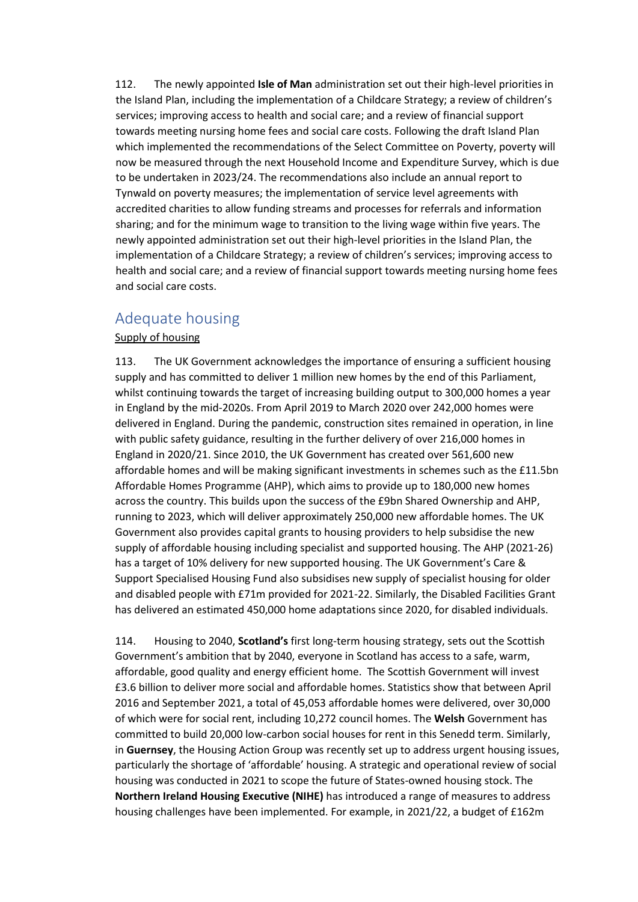112. The newly appointed **Isle of Man** administration set out their high-level priorities in the Island Plan, including the implementation of a Childcare Strategy; a review of children's services; improving access to health and social care; and a review of financial support towards meeting nursing home fees and social care costs. Following the draft Island Plan which implemented the recommendations of the Select Committee on Poverty, poverty will now be measured through the next Household Income and Expenditure Survey, which is due to be undertaken in 2023/24. The recommendations also include an annual report to Tynwald on poverty measures; the implementation of service level agreements with accredited charities to allow funding streams and processes for referrals and information sharing; and for the minimum wage to transition to the living wage within five years. The newly appointed administration set out their high-level priorities in the Island Plan, the implementation of a Childcare Strategy; a review of children's services; improving access to health and social care; and a review of financial support towards meeting nursing home fees and social care costs.

## Adequate housing

Supply of housing

113. The UK Government acknowledges the importance of ensuring a sufficient housing supply and has committed to deliver 1 million new homes by the end of this Parliament, whilst continuing towards the target of increasing building output to 300,000 homes a year in England by the mid-2020s. From April 2019 to March 2020 over 242,000 homes were delivered in England. During the pandemic, construction sites remained in operation, in line with public safety guidance, resulting in the further delivery of over 216,000 homes in England in 2020/21. Since 2010, the UK Government has created over 561,600 new affordable homes and will be making significant investments in schemes such as the £11.5bn Affordable Homes Programme (AHP), which aims to provide up to 180,000 new homes across the country. This builds upon the success of the £9bn Shared Ownership and AHP, running to 2023, which will deliver approximately 250,000 new affordable homes. The UK Government also provides capital grants to housing providers to help subsidise the new supply of affordable housing including specialist and supported housing. The AHP (2021-26) has a target of 10% delivery for new supported housing. The UK Government's Care & Support Specialised Housing Fund also subsidises new supply of specialist housing for older and disabled people with £71m provided for 2021-22. Similarly, the Disabled Facilities Grant has delivered an estimated 450,000 home adaptations since 2020, for disabled individuals.

114. Housing to 2040, **Scotland's** first long-term housing strategy, sets out the Scottish Government's ambition that by 2040, everyone in Scotland has access to a safe, warm, affordable, good quality and energy efficient home. The Scottish Government will invest £3.6 billion to deliver more social and affordable homes. Statistics show that between April 2016 and September 2021, a total of 45,053 affordable homes were delivered, over 30,000 of which were for social rent, including 10,272 council homes. The **Welsh** Government has committed to build 20,000 low-carbon social houses for rent in this Senedd term. Similarly, in **Guernsey**, the Housing Action Group was recently set up to address urgent housing issues, particularly the shortage of 'affordable' housing. A strategic and operational review of social housing was conducted in 2021 to scope the future of States-owned housing stock. The **Northern Ireland Housing Executive (NIHE)** has introduced a range of measures to address housing challenges have been implemented. For example, in 2021/22, a budget of £162m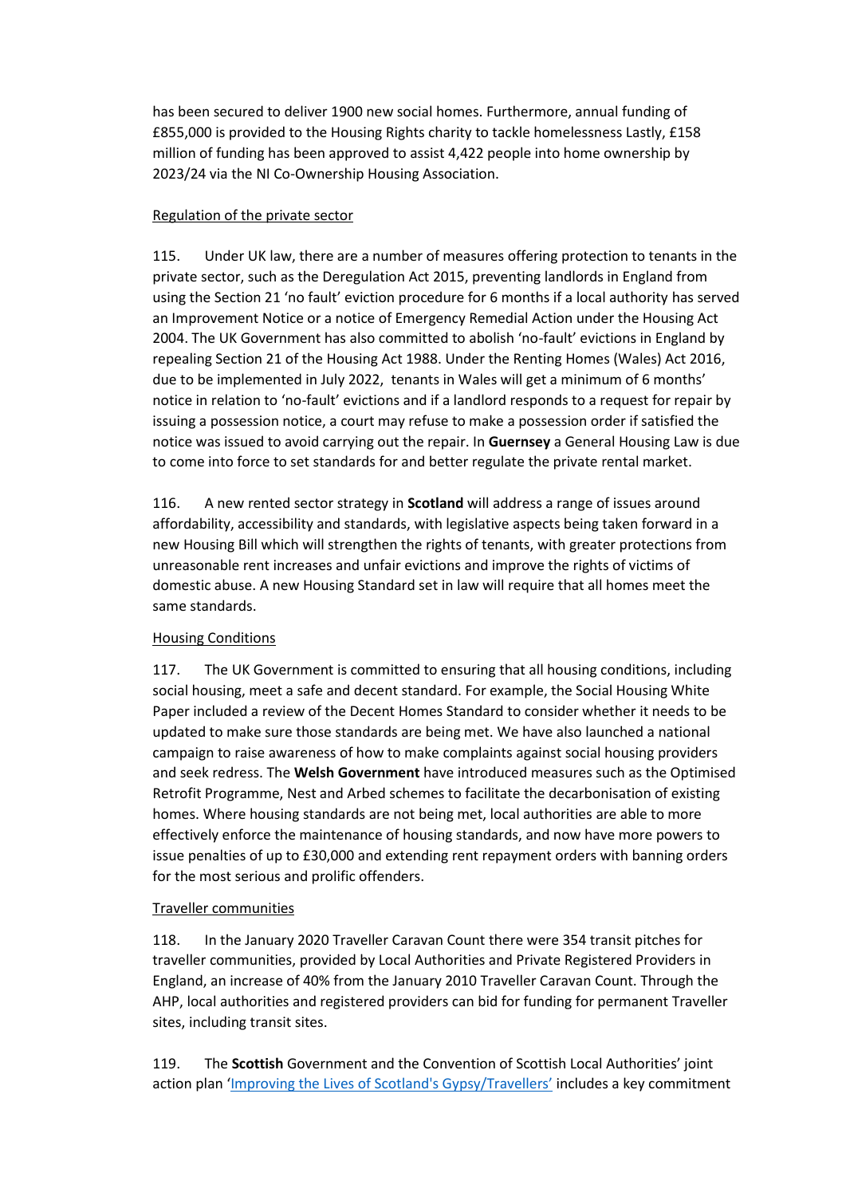has been secured to deliver 1900 new social homes. Furthermore, annual funding of £855,000 is provided to the Housing Rights charity to tackle homelessness Lastly, £158 million of funding has been approved to assist 4,422 people into home ownership by 2023/24 via the NI Co-Ownership Housing Association.

Regulation of the private sector

115. Under UK law, there are a number of measures offering protection to tenants in the private sector, such as the Deregulation Act 2015, preventing landlords in England from using the Section 21 'no fault' eviction procedure for 6 months if a local authority has served an Improvement Notice or a notice of Emergency Remedial Action under the Housing Act 2004. The UK Government has also committed to abolish 'no-fault' evictions in England by repealing Section 21 of the Housing Act 1988. Under the Renting Homes (Wales) Act 2016, due to be implemented in July 2022, tenants in Wales will get a minimum of 6 months' notice in relation to 'no-fault' evictions and if a landlord responds to a request for repair by issuing a possession notice, a court may refuse to make a possession order if satisfied the notice was issued to avoid carrying out the repair. In **Guernsey** a General Housing Law is due to come into force to set standards for and better regulate the private rental market.

116. A new rented sector strategy in **Scotland** will address a range of issues around affordability, accessibility and standards, with legislative aspects being taken forward in a new Housing Bill which will strengthen the rights of tenants, with greater protections from unreasonable rent increases and unfair evictions and improve the rights of victims of domestic abuse. A new Housing Standard set in law will require that all homes meet the same standards.

Housing Conditions

117. The UK Government is committed to ensuring that all housing conditions, including social housing, meet a safe and decent standard. For example, the Social Housing White Paper included a review of the Decent Homes Standard to consider whether it needs to be updated to make sure those standards are being met. We have also launched a national campaign to raise awareness of how to make complaints against social housing providers and seek redress. The **Welsh Government** have introduced measures such as the Optimised Retrofit Programme, Nest and Arbed schemes to facilitate the decarbonisation of existing homes. Where housing standards are not being met, local authorities are able to more effectively enforce the maintenance of housing standards, and now have more powers to issue penalties of up to £30,000 and extending rent repayment orders with banning orders for the most serious and prolific offenders.

Traveller communities

118. In the January 2020 Traveller Caravan Count there were 354 transit pitches for traveller communities, provided by Local Authorities and Private Registered Providers in England, an increase of 40% from the January 2010 Traveller Caravan Count. Through the AHP, local authorities and registered providers can bid for funding for permanent Traveller sites, including transit sites.

119. The **Scottish** Government and the Convention of Scottish Local Authorities' joint action plan 'Improving the Lives of Scotland's Gypsy/Travellers' includes a key commitment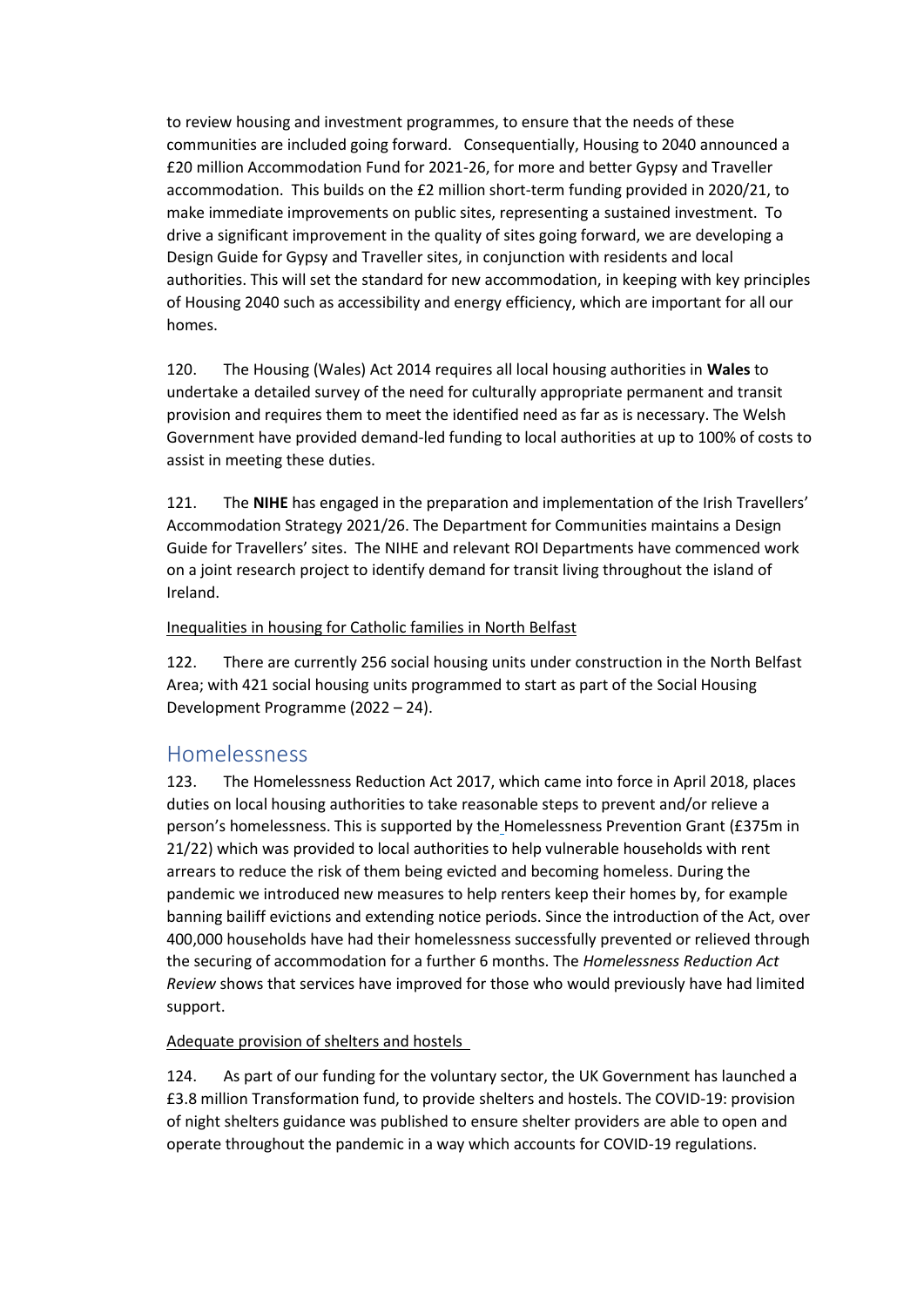to review housing and investment programmes, to ensure that the needs of these communities are included going forward. Consequentially, Housing to 2040 announced a £20 million Accommodation Fund for 2021-26, for more and better Gypsy and Traveller accommodation. This builds on the £2 million short-term funding provided in 2020/21, to make immediate improvements on public sites, representing a sustained investment. To drive a significant improvement in the quality of sites going forward, we are developing a Design Guide for Gypsy and Traveller sites, in conjunction with residents and local authorities. This will set the standard for new accommodation, in keeping with key principles of Housing 2040 such as accessibility and energy efficiency, which are important for all our homes.

120. The Housing (Wales) Act 2014 requires all local housing authorities in **Wales** to undertake a detailed survey of the need for culturally appropriate permanent and transit provision and requires them to meet the identified need as far as is necessary. The Welsh Government have provided demand-led funding to local authorities at up to 100% of costs to assist in meeting these duties.

121. The **NIHE** has engaged in the preparation and implementation of the Irish Travellers' Accommodation Strategy 2021/26. The Department for Communities maintains a Design Guide for Travellers' sites. The NIHE and relevant ROI Departments have commenced work on a joint research project to identify demand for transit living throughout the island of Ireland.

Inequalities in housing for Catholic families in North Belfast

122. There are currently 256 social housing units under construction in the North Belfast Area; with 421 social housing units programmed to start as part of the Social Housing Development Programme (2022 – 24).

## Homelessness

123. The Homelessness Reduction Act 2017, which came into force in April 2018, places duties on local housing authorities to take reasonable steps to prevent and/or relieve a person's homelessness. This is supported by the Homelessness Prevention Grant (£375m in 21/22) which was provided to local authorities to help vulnerable households with rent arrears to reduce the risk of them being evicted and becoming homeless. During the pandemic we introduced new measures to help renters keep their homes by, for example banning bailiff evictions and extending notice periods. Since the introduction of the Act, over 400,000 households have had their homelessness successfully prevented or relieved through the securing of accommodation for a further 6 months. The *Homelessness Reduction Act Review* shows that services have improved for those who would previously have had limited support.

Adequate provision of shelters and hostels

124. As part of our funding for the voluntary sector, the UK Government has launched a £3.8 million Transformation fund, to provide shelters and hostels. The COVID-19: provision of night shelters guidance was published to ensure shelter providers are able to open and operate throughout the pandemic in a way which accounts for COVID-19 regulations.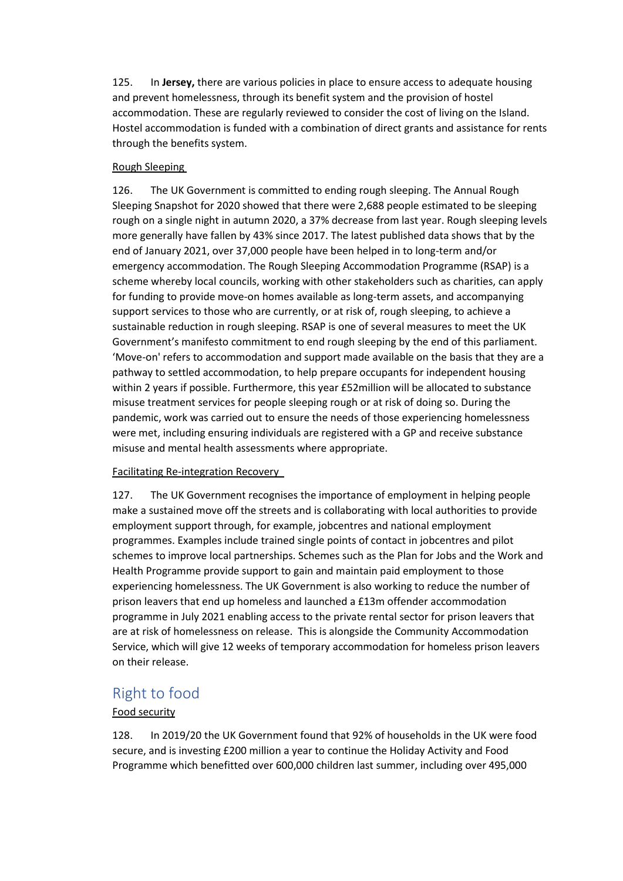125. In **Jersey,** there are various policies in place to ensure access to adequate housing and prevent homelessness, through its benefit system and the provision of hostel accommodation. These are regularly reviewed to consider the cost of living on the Island. Hostel accommodation is funded with a combination of direct grants and assistance for rents through the benefits system.

Rough Sleeping

126. The UK Government is committed to ending rough sleeping. The Annual Rough Sleeping Snapshot for 2020 showed that there were 2,688 people estimated to be sleeping rough on a single night in autumn 2020, a 37% decrease from last year. Rough sleeping levels more generally have fallen by 43% since 2017. The latest published data shows that by the end of January 2021, over 37,000 people have been helped in to long-term and/or emergency accommodation. The Rough Sleeping Accommodation Programme (RSAP) is a scheme whereby local councils, working with other stakeholders such as charities, can apply for funding to provide move-on homes available as long-term assets, and accompanying support services to those who are currently, or at risk of, rough sleeping, to achieve a sustainable reduction in rough sleeping. RSAP is one of several measures to meet the UK Government's manifesto commitment to end rough sleeping by the end of this parliament. 'Move-on' refers to accommodation and support made available on the basis that they are a pathway to settled accommodation, to help prepare occupants for independent housing within 2 years if possible. Furthermore, this year £52million will be allocated to substance misuse treatment services for people sleeping rough or at risk of doing so. During the pandemic, work was carried out to ensure the needs of those experiencing homelessness were met, including ensuring individuals are registered with a GP and receive substance misuse and mental health assessments where appropriate.

Facilitating Re-integration Recovery

127. The UK Government recognises the importance of employment in helping people make a sustained move off the streets and is collaborating with local authorities to provide employment support through, for example, jobcentres and national employment programmes. Examples include trained single points of contact in jobcentres and pilot schemes to improve local partnerships. Schemes such as the Plan for Jobs and the Work and Health Programme provide support to gain and maintain paid employment to those experiencing homelessness. The UK Government is also working to reduce the number of prison leavers that end up homeless and launched a £13m offender accommodation programme in July 2021 enabling access to the private rental sector for prison leavers that are at risk of homelessness on release. This is alongside the Community Accommodation Service, which will give 12 weeks of temporary accommodation for homeless prison leavers on their release.

## Right to food

Food security

128. In 2019/20 the UK Government found that 92% of households in the UK were food secure, and is investing £200 million a year to continue the Holiday Activity and Food Programme which benefitted over 600,000 children last summer, including over 495,000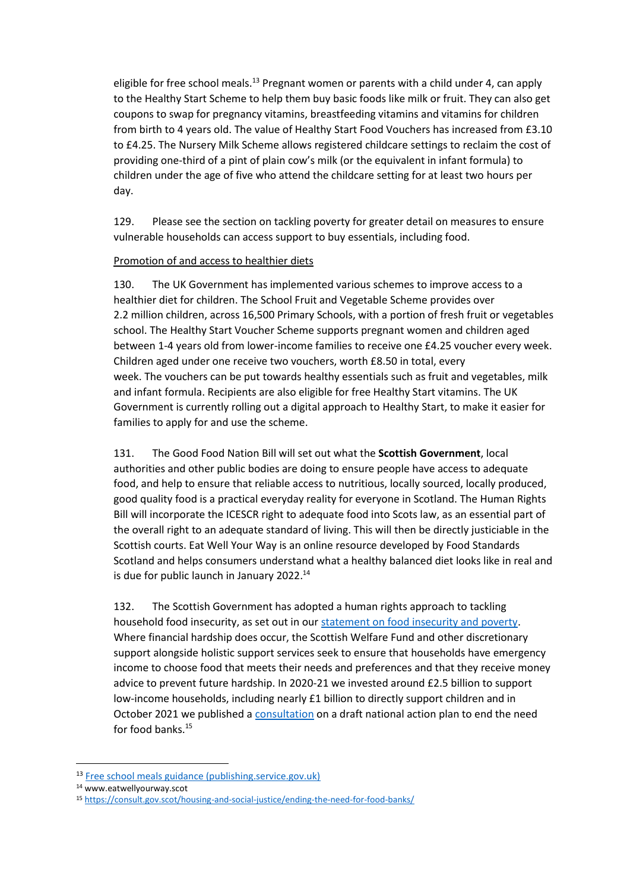eligible for free school meals.[13] Pregnant women or parents with a child under 4, can apply to the Healthy Start Scheme to help them buy basic foods like milk or fruit. They can also get coupons to swap for pregnancy vitamins, breastfeeding vitamins and vitamins for children from birth to 4 years old. The value of Healthy Start Food Vouchers has increased from £3.10 to £4.25. The Nursery Milk Scheme allows registered childcare settings to reclaim the cost of providing one-third of a pint of plain cow's milk (or the equivalent in infant formula) to children under the age of five who attend the childcare setting for at least two hours per day.

129. Please see the section on tackling poverty for greater detail on measures to ensure vulnerable households can access support to buy essentials, including food.

Promotion of and access to healthier diets

130. The UK Government has implemented various schemes to improve access to a healthier diet for children. The School Fruit and Vegetable Scheme provides over 2.2 million children, across 16,500 Primary Schools, with a portion of fresh fruit or vegetables school. The Healthy Start Voucher Scheme supports pregnant women and children aged between 1-4 years old from lower-income families to receive one £4.25 voucher every week. Children aged under one receive two vouchers, worth £8.50 in total, every week. The vouchers can be put towards healthy essentials such as fruit and vegetables, milk and infant formula. Recipients are also eligible for free Healthy Start vitamins. The UK Government is currently rolling out a digital approach to Healthy Start, to make it easier for families to apply for and use the scheme.

131. The Good Food Nation Bill will set out what the **Scottish Government**, local authorities and other public bodies are doing to ensure people have access to adequate food, and help to ensure that reliable access to nutritious, locally sourced, locally produced, good quality food is a practical everyday reality for everyone in Scotland. The Human Rights Bill will incorporate the ICESCR right to adequate food into Scots law, as an essential part of the overall right to an adequate standard of living. This will then be directly justiciable in the Scottish courts. Eat Well Your Way is an online resource developed by Food Standards Scotland and helps consumers understand what a healthy balanced diet looks like in real and is due for public launch in January 2022.[14]

132. The Scottish Government has adopted a human rights approach to tackling household food insecurity, as set out in our statement on food insecurity and poverty. Where financial hardship does occur, the Scottish Welfare Fund and other discretionary support alongside holistic support services seek to ensure that households have emergency income to choose food that meets their needs and preferences and that they receive money advice to prevent future hardship. In 2020-21 we invested around £2.5 billion to support low-income households, including nearly £1 billion to directly support children and in October 2021 we published a consultation on a draft national action plan to end the need for food banks.[15]

---

[13] Free school meals guidance (publishing.service.gov.uk)

[14] www.eatwellyourway.scot

[15] https://consult.gov.scot/housing-and-social-justice/ending-the-need-for-food-banks/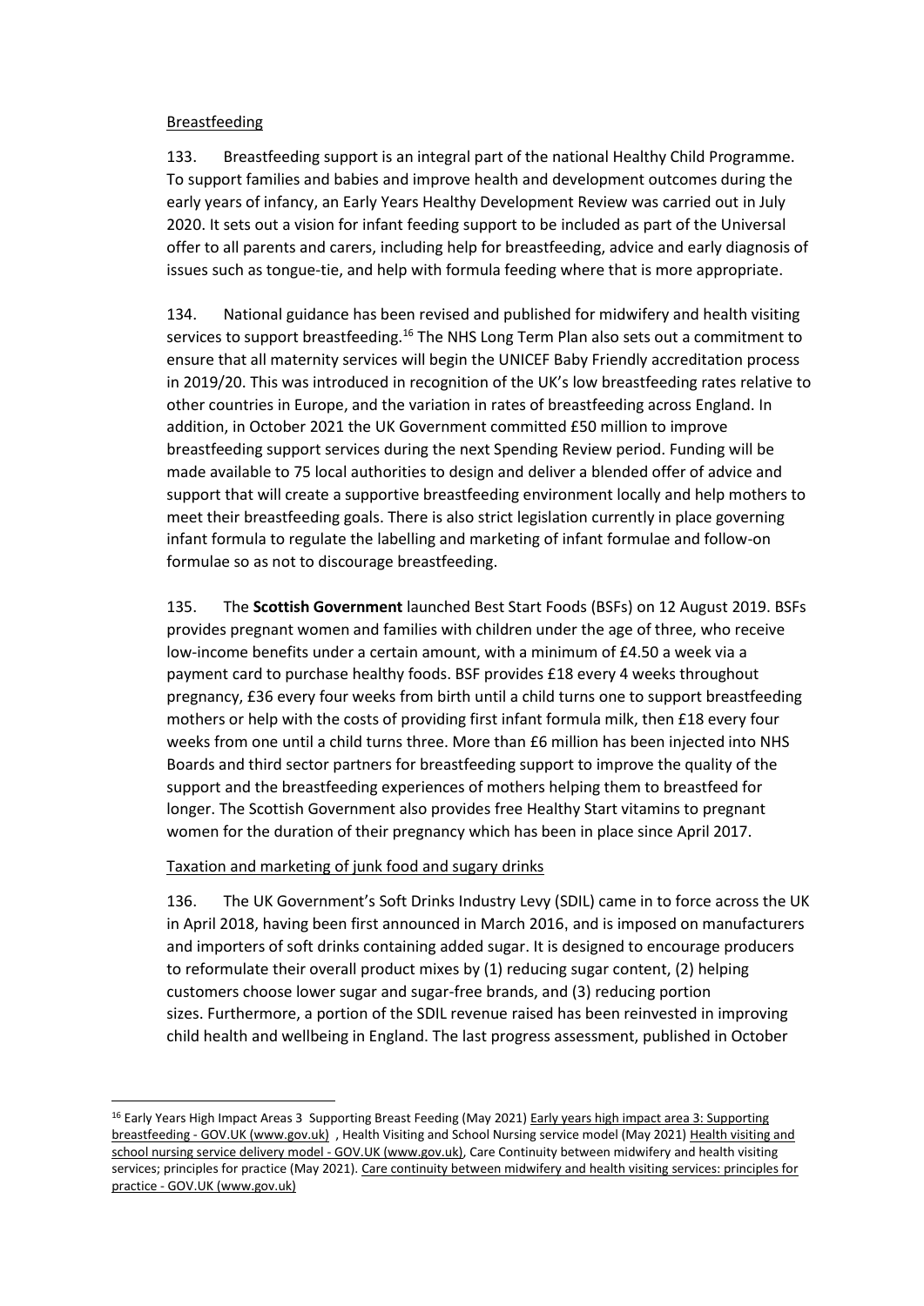Breastfeeding

133. Breastfeeding support is an integral part of the national Healthy Child Programme. To support families and babies and improve health and development outcomes during the early years of infancy, an Early Years Healthy Development Review was carried out in July 2020. It sets out a vision for infant feeding support to be included as part of the Universal offer to all parents and carers, including help for breastfeeding, advice and early diagnosis of issues such as tongue-tie, and help with formula feeding where that is more appropriate.

134. National guidance has been revised and published for midwifery and health visiting services to support breastfeeding.[16] The NHS Long Term Plan also sets out a commitment to ensure that all maternity services will begin the UNICEF Baby Friendly accreditation process in 2019/20. This was introduced in recognition of the UK's low breastfeeding rates relative to other countries in Europe, and the variation in rates of breastfeeding across England. In addition, in October 2021 the UK Government committed £50 million to improve breastfeeding support services during the next Spending Review period. Funding will be made available to 75 local authorities to design and deliver a blended offer of advice and support that will create a supportive breastfeeding environment locally and help mothers to meet their breastfeeding goals. There is also strict legislation currently in place governing infant formula to regulate the labelling and marketing of infant formulae and follow-on formulae so as not to discourage breastfeeding.

135. The **Scottish Government** launched Best Start Foods (BSFs) on 12 August 2019. BSFs provides pregnant women and families with children under the age of three, who receive low-income benefits under a certain amount, with a minimum of £4.50 a week via a payment card to purchase healthy foods. BSF provides £18 every 4 weeks throughout pregnancy, £36 every four weeks from birth until a child turns one to support breastfeeding mothers or help with the costs of providing first infant formula milk, then £18 every four weeks from one until a child turns three. More than £6 million has been injected into NHS Boards and third sector partners for breastfeeding support to improve the quality of the support and the breastfeeding experiences of mothers helping them to breastfeed for longer. The Scottish Government also provides free Healthy Start vitamins to pregnant women for the duration of their pregnancy which has been in place since April 2017.

Taxation and marketing of junk food and sugary drinks

136. The UK Government's Soft Drinks Industry Levy (SDIL) came in to force across the UK in April 2018, having been first announced in March 2016, and is imposed on manufacturers and importers of soft drinks containing added sugar. It is designed to encourage producers to reformulate their overall product mixes by (1) reducing sugar content, (2) helping customers choose lower sugar and sugar-free brands, and (3) reducing portion sizes. Furthermore, a portion of the SDIL revenue raised has been reinvested in improving child health and wellbeing in England. The last progress assessment, published in October

---

[16] Early Years High Impact Areas 3 Supporting Breast Feeding (May 2021) Early years high impact area 3: Supporting breastfeeding - GOV.UK (www.gov.uk) , Health Visiting and School Nursing service model (May 2021) Health visiting and school nursing service delivery model - GOV.UK (www.gov.uk), Care Continuity between midwifery and health visiting services; principles for practice (May 2021). Care continuity between midwifery and health visiting services: principles for practice - GOV.UK (www.gov.uk)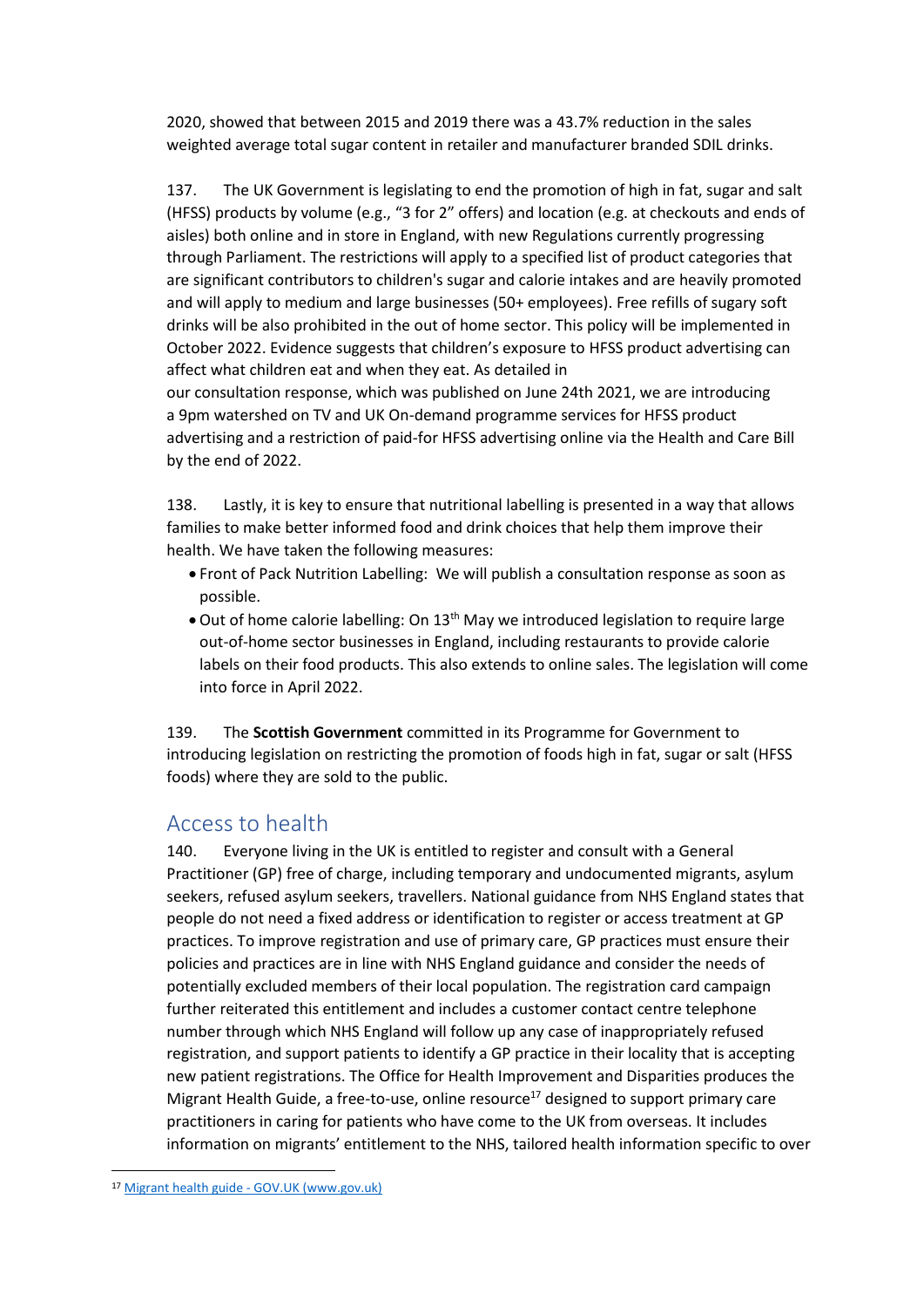2020, showed that between 2015 and 2019 there was a 43.7% reduction in the sales weighted average total sugar content in retailer and manufacturer branded SDIL drinks.

137. The UK Government is legislating to end the promotion of high in fat, sugar and salt (HFSS) products by volume (e.g., "3 for 2" offers) and location (e.g. at checkouts and ends of aisles) both online and in store in England, with new Regulations currently progressing through Parliament. The restrictions will apply to a specified list of product categories that are significant contributors to children's sugar and calorie intakes and are heavily promoted and will apply to medium and large businesses (50+ employees). Free refills of sugary soft drinks will be also prohibited in the out of home sector. This policy will be implemented in October 2022. Evidence suggests that children's exposure to HFSS product advertising can affect what children eat and when they eat. As detailed in our consultation response, which was published on June 24th 2021, we are introducing a 9pm watershed on TV and UK On-demand programme services for HFSS product advertising and a restriction of paid-for HFSS advertising online via the Health and Care Bill by the end of 2022.

138. Lastly, it is key to ensure that nutritional labelling is presented in a way that allows families to make better informed food and drink choices that help them improve their health. We have taken the following measures:

- Front of Pack Nutrition Labelling: We will publish a consultation response as soon as possible.
- Out of home calorie labelling: On 13th May we introduced legislation to require large out-of-home sector businesses in England, including restaurants to provide calorie labels on their food products. This also extends to online sales. The legislation will come into force in April 2022.

139. The **Scottish Government** committed in its Programme for Government to introducing legislation on restricting the promotion of foods high in fat, sugar or salt (HFSS foods) where they are sold to the public.

## Access to health

140. Everyone living in the UK is entitled to register and consult with a General Practitioner (GP) free of charge, including temporary and undocumented migrants, asylum seekers, refused asylum seekers, travellers. National guidance from NHS England states that people do not need a fixed address or identification to register or access treatment at GP practices. To improve registration and use of primary care, GP practices must ensure their policies and practices are in line with NHS England guidance and consider the needs of potentially excluded members of their local population. The registration card campaign further reiterated this entitlement and includes a customer contact centre telephone number through which NHS England will follow up any case of inappropriately refused registration, and support patients to identify a GP practice in their locality that is accepting new patient registrations. The Office for Health Improvement and Disparities produces the Migrant Health Guide, a free-to-use, online resource[17] designed to support primary care practitioners in caring for patients who have come to the UK from overseas. It includes information on migrants' entitlement to the NHS, tailored health information specific to over

[17] Migrant health guide - GOV.UK (www.gov.uk)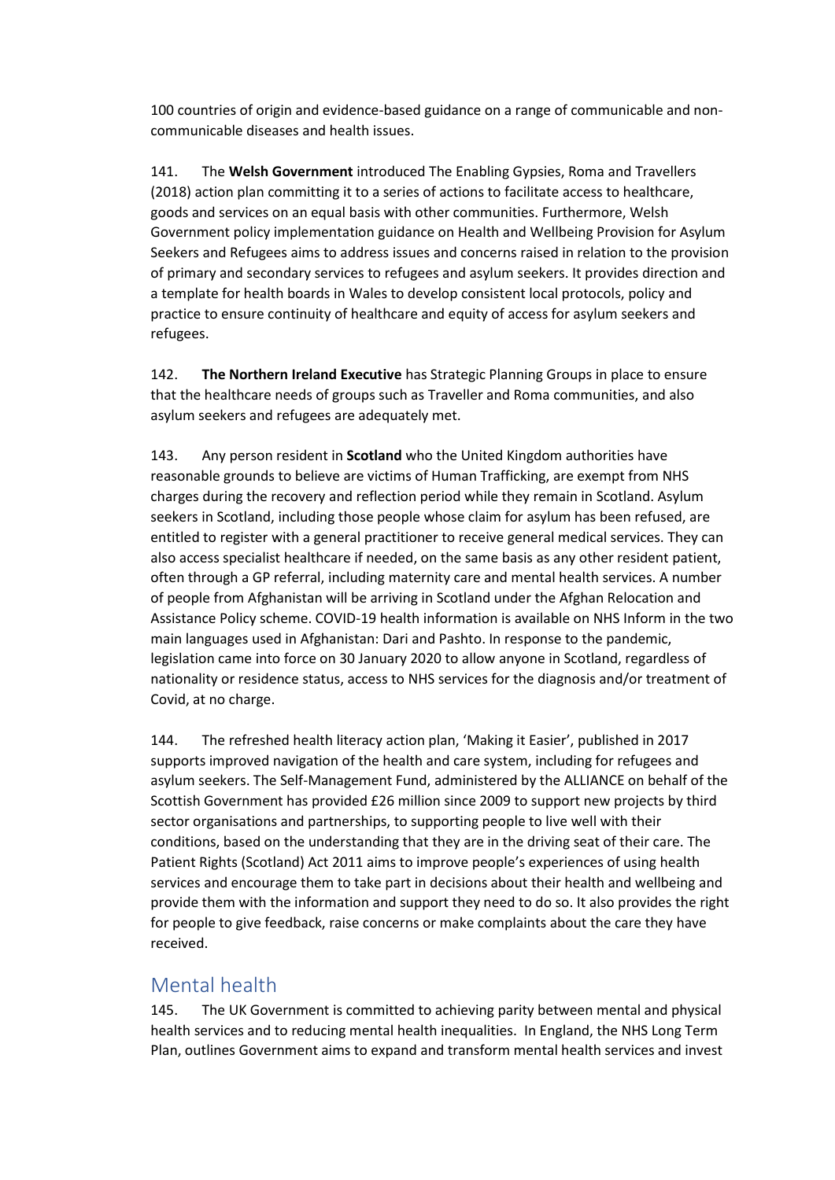100 countries of origin and evidence-based guidance on a range of communicable and non-communicable diseases and health issues.

141. The **Welsh Government** introduced The Enabling Gypsies, Roma and Travellers (2018) action plan committing it to a series of actions to facilitate access to healthcare, goods and services on an equal basis with other communities. Furthermore, Welsh Government policy implementation guidance on Health and Wellbeing Provision for Asylum Seekers and Refugees aims to address issues and concerns raised in relation to the provision of primary and secondary services to refugees and asylum seekers. It provides direction and a template for health boards in Wales to develop consistent local protocols, policy and practice to ensure continuity of healthcare and equity of access for asylum seekers and refugees.

142. **The Northern Ireland Executive** has Strategic Planning Groups in place to ensure that the healthcare needs of groups such as Traveller and Roma communities, and also asylum seekers and refugees are adequately met.

143. Any person resident in **Scotland** who the United Kingdom authorities have reasonable grounds to believe are victims of Human Trafficking, are exempt from NHS charges during the recovery and reflection period while they remain in Scotland. Asylum seekers in Scotland, including those people whose claim for asylum has been refused, are entitled to register with a general practitioner to receive general medical services. They can also access specialist healthcare if needed, on the same basis as any other resident patient, often through a GP referral, including maternity care and mental health services. A number of people from Afghanistan will be arriving in Scotland under the Afghan Relocation and Assistance Policy scheme. COVID-19 health information is available on NHS Inform in the two main languages used in Afghanistan: Dari and Pashto. In response to the pandemic, legislation came into force on 30 January 2020 to allow anyone in Scotland, regardless of nationality or residence status, access to NHS services for the diagnosis and/or treatment of Covid, at no charge.

144. The refreshed health literacy action plan, 'Making it Easier', published in 2017 supports improved navigation of the health and care system, including for refugees and asylum seekers. The Self-Management Fund, administered by the ALLIANCE on behalf of the Scottish Government has provided £26 million since 2009 to support new projects by third sector organisations and partnerships, to supporting people to live well with their conditions, based on the understanding that they are in the driving seat of their care. The Patient Rights (Scotland) Act 2011 aims to improve people's experiences of using health services and encourage them to take part in decisions about their health and wellbeing and provide them with the information and support they need to do so. It also provides the right for people to give feedback, raise concerns or make complaints about the care they have received.

## Mental health

145. The UK Government is committed to achieving parity between mental and physical health services and to reducing mental health inequalities. In England, the NHS Long Term Plan, outlines Government aims to expand and transform mental health services and invest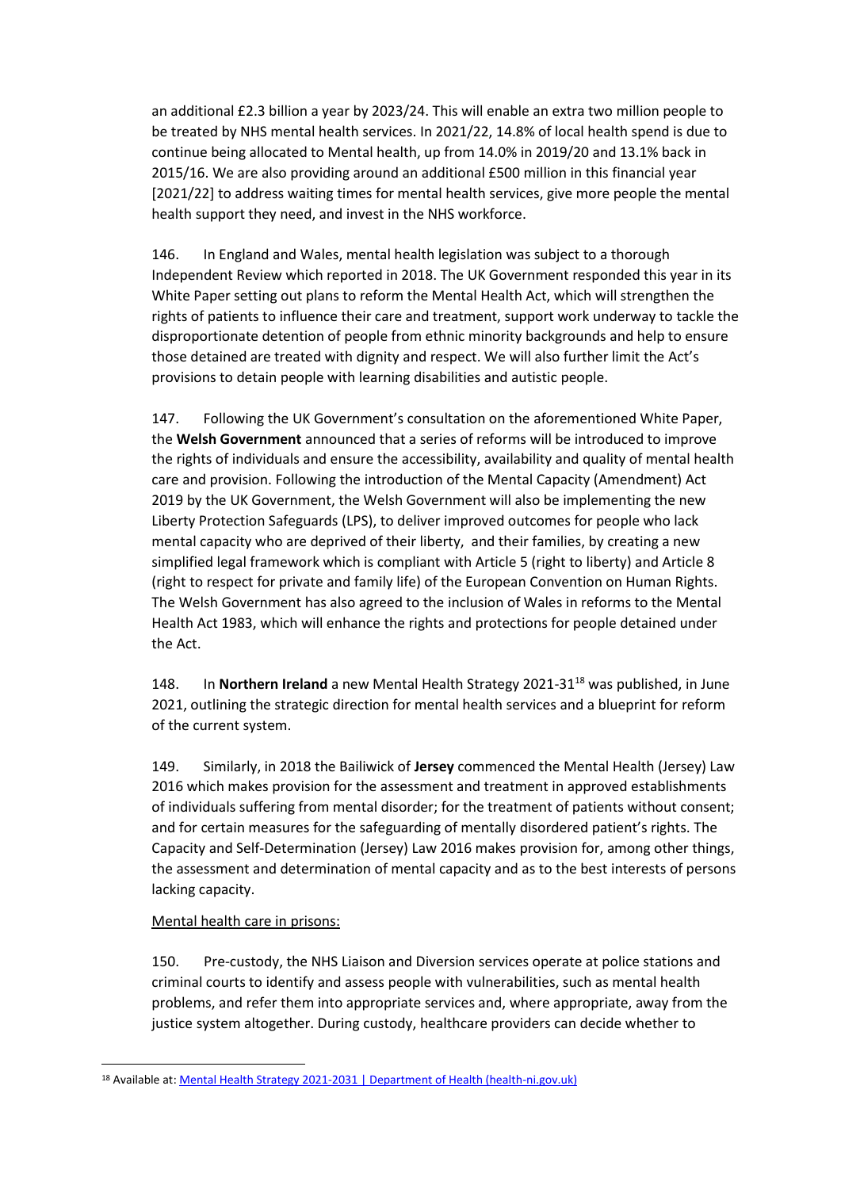an additional £2.3 billion a year by 2023/24. This will enable an extra two million people to be treated by NHS mental health services. In 2021/22, 14.8% of local health spend is due to continue being allocated to Mental health, up from 14.0% in 2019/20 and 13.1% back in 2015/16. We are also providing around an additional £500 million in this financial year [2021/22] to address waiting times for mental health services, give more people the mental health support they need, and invest in the NHS workforce.

146. In England and Wales, mental health legislation was subject to a thorough Independent Review which reported in 2018. The UK Government responded this year in its White Paper setting out plans to reform the Mental Health Act, which will strengthen the rights of patients to influence their care and treatment, support work underway to tackle the disproportionate detention of people from ethnic minority backgrounds and help to ensure those detained are treated with dignity and respect. We will also further limit the Act's provisions to detain people with learning disabilities and autistic people.

147. Following the UK Government's consultation on the aforementioned White Paper, the **Welsh Government** announced that a series of reforms will be introduced to improve the rights of individuals and ensure the accessibility, availability and quality of mental health care and provision. Following the introduction of the Mental Capacity (Amendment) Act 2019 by the UK Government, the Welsh Government will also be implementing the new Liberty Protection Safeguards (LPS), to deliver improved outcomes for people who lack mental capacity who are deprived of their liberty, and their families, by creating a new simplified legal framework which is compliant with Article 5 (right to liberty) and Article 8 (right to respect for private and family life) of the European Convention on Human Rights. The Welsh Government has also agreed to the inclusion of Wales in reforms to the Mental Health Act 1983, which will enhance the rights and protections for people detained under the Act.

148. In **Northern Ireland** a new Mental Health Strategy 2021-31[18] was published, in June 2021, outlining the strategic direction for mental health services and a blueprint for reform of the current system.

149. Similarly, in 2018 the Bailiwick of **Jersey** commenced the Mental Health (Jersey) Law 2016 which makes provision for the assessment and treatment in approved establishments of individuals suffering from mental disorder; for the treatment of patients without consent; and for certain measures for the safeguarding of mentally disordered patient's rights. The Capacity and Self-Determination (Jersey) Law 2016 makes provision for, among other things, the assessment and determination of mental capacity and as to the best interests of persons lacking capacity.

Mental health care in prisons:

150. Pre-custody, the NHS Liaison and Diversion services operate at police stations and criminal courts to identify and assess people with vulnerabilities, such as mental health problems, and refer them into appropriate services and, where appropriate, away from the justice system altogether. During custody, healthcare providers can decide whether to

[18] Available at: Mental Health Strategy 2021-2031 | Department of Health (health-ni.gov.uk)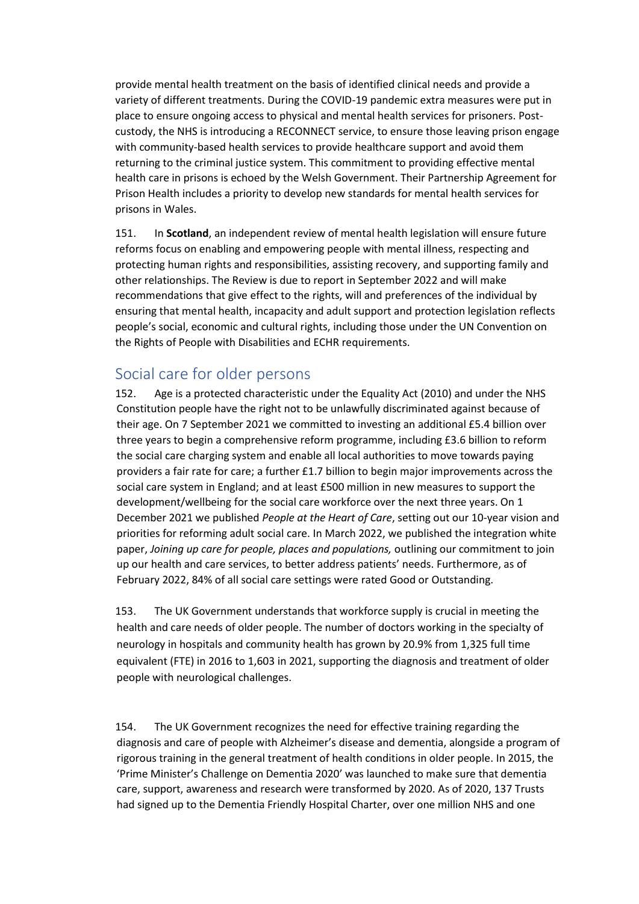provide mental health treatment on the basis of identified clinical needs and provide a variety of different treatments. During the COVID-19 pandemic extra measures were put in place to ensure ongoing access to physical and mental health services for prisoners. Post-custody, the NHS is introducing a RECONNECT service, to ensure those leaving prison engage with community-based health services to provide healthcare support and avoid them returning to the criminal justice system. This commitment to providing effective mental health care in prisons is echoed by the Welsh Government. Their Partnership Agreement for Prison Health includes a priority to develop new standards for mental health services for prisons in Wales.

151. In **Scotland**, an independent review of mental health legislation will ensure future reforms focus on enabling and empowering people with mental illness, respecting and protecting human rights and responsibilities, assisting recovery, and supporting family and other relationships. The Review is due to report in September 2022 and will make recommendations that give effect to the rights, will and preferences of the individual by ensuring that mental health, incapacity and adult support and protection legislation reflects people's social, economic and cultural rights, including those under the UN Convention on the Rights of People with Disabilities and ECHR requirements.

## Social care for older persons

152. Age is a protected characteristic under the Equality Act (2010) and under the NHS Constitution people have the right not to be unlawfully discriminated against because of their age. On 7 September 2021 we committed to investing an additional £5.4 billion over three years to begin a comprehensive reform programme, including £3.6 billion to reform the social care charging system and enable all local authorities to move towards paying providers a fair rate for care; a further £1.7 billion to begin major improvements across the social care system in England; and at least £500 million in new measures to support the development/wellbeing for the social care workforce over the next three years. On 1 December 2021 we published *People at the Heart of Care*, setting out our 10-year vision and priorities for reforming adult social care. In March 2022, we published the integration white paper, *Joining up care for people, places and populations,* outlining our commitment to join up our health and care services, to better address patients' needs. Furthermore, as of February 2022, 84% of all social care settings were rated Good or Outstanding.

153. The UK Government understands that workforce supply is crucial in meeting the health and care needs of older people. The number of doctors working in the specialty of neurology in hospitals and community health has grown by 20.9% from 1,325 full time equivalent (FTE) in 2016 to 1,603 in 2021, supporting the diagnosis and treatment of older people with neurological challenges.

154. The UK Government recognizes the need for effective training regarding the diagnosis and care of people with Alzheimer's disease and dementia, alongside a program of rigorous training in the general treatment of health conditions in older people. In 2015, the 'Prime Minister's Challenge on Dementia 2020' was launched to make sure that dementia care, support, awareness and research were transformed by 2020. As of 2020, 137 Trusts had signed up to the Dementia Friendly Hospital Charter, over one million NHS and one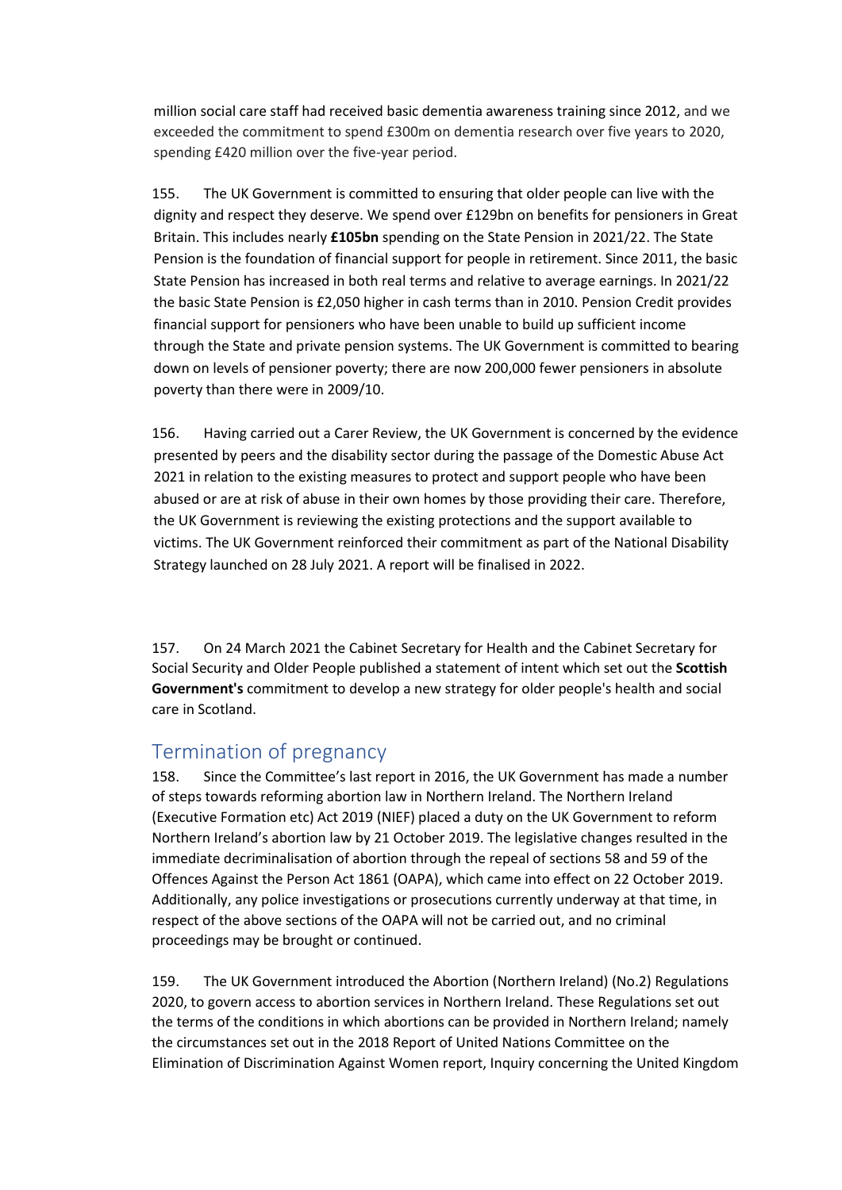million social care staff had received basic dementia awareness training since 2012, and we exceeded the commitment to spend £300m on dementia research over five years to 2020, spending £420 million over the five-year period.

155. The UK Government is committed to ensuring that older people can live with the dignity and respect they deserve. We spend over £129bn on benefits for pensioners in Great Britain. This includes nearly **£105bn** spending on the State Pension in 2021/22. The State Pension is the foundation of financial support for people in retirement. Since 2011, the basic State Pension has increased in both real terms and relative to average earnings. In 2021/22 the basic State Pension is £2,050 higher in cash terms than in 2010. Pension Credit provides financial support for pensioners who have been unable to build up sufficient income through the State and private pension systems. The UK Government is committed to bearing down on levels of pensioner poverty; there are now 200,000 fewer pensioners in absolute poverty than there were in 2009/10.

156. Having carried out a Carer Review, the UK Government is concerned by the evidence presented by peers and the disability sector during the passage of the Domestic Abuse Act 2021 in relation to the existing measures to protect and support people who have been abused or are at risk of abuse in their own homes by those providing their care. Therefore, the UK Government is reviewing the existing protections and the support available to victims. The UK Government reinforced their commitment as part of the National Disability Strategy launched on 28 July 2021. A report will be finalised in 2022.

157. On 24 March 2021 the Cabinet Secretary for Health and the Cabinet Secretary for Social Security and Older People published a statement of intent which set out the **Scottish Government's** commitment to develop a new strategy for older people's health and social care in Scotland.

## Termination of pregnancy

158. Since the Committee's last report in 2016, the UK Government has made a number of steps towards reforming abortion law in Northern Ireland. The Northern Ireland (Executive Formation etc) Act 2019 (NIEF) placed a duty on the UK Government to reform Northern Ireland's abortion law by 21 October 2019. The legislative changes resulted in the immediate decriminalisation of abortion through the repeal of sections 58 and 59 of the Offences Against the Person Act 1861 (OAPA), which came into effect on 22 October 2019. Additionally, any police investigations or prosecutions currently underway at that time, in respect of the above sections of the OAPA will not be carried out, and no criminal proceedings may be brought or continued.

159. The UK Government introduced the Abortion (Northern Ireland) (No.2) Regulations 2020, to govern access to abortion services in Northern Ireland. These Regulations set out the terms of the conditions in which abortions can be provided in Northern Ireland; namely the circumstances set out in the 2018 Report of United Nations Committee on the Elimination of Discrimination Against Women report, Inquiry concerning the United Kingdom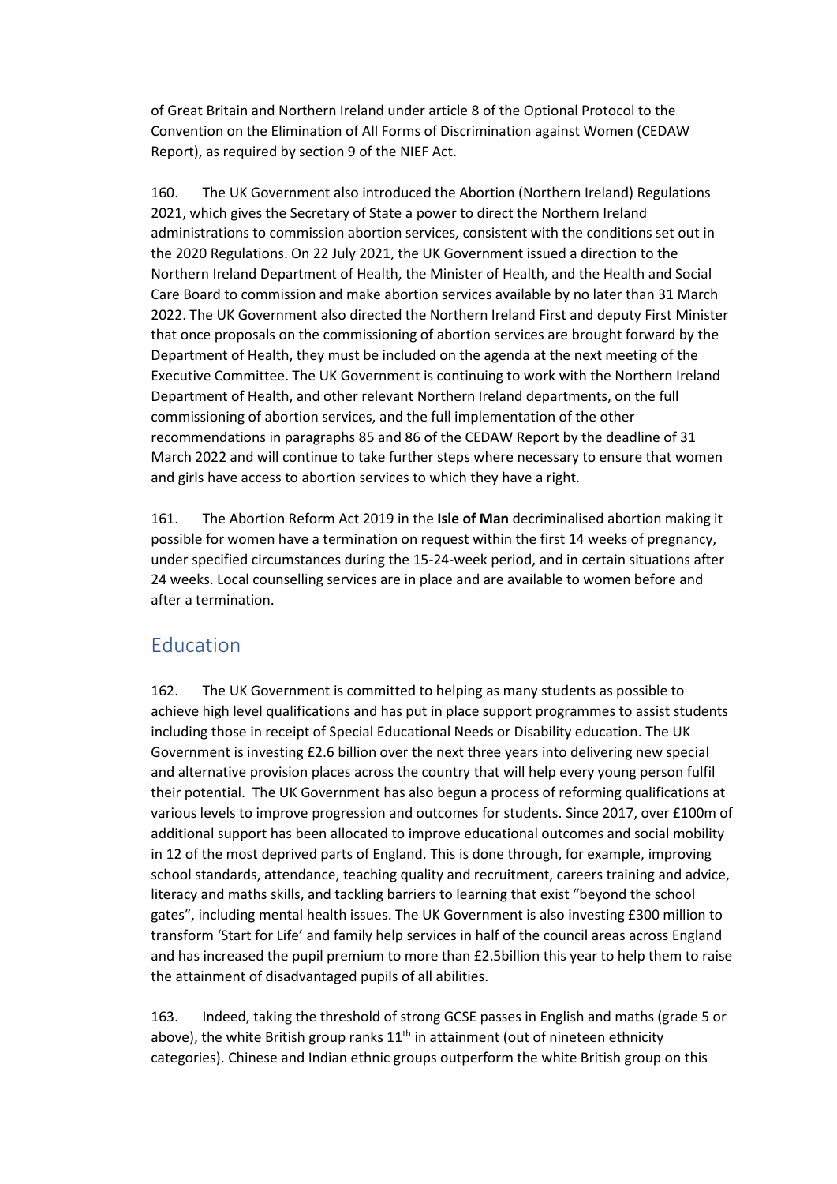of Great Britain and Northern Ireland under article 8 of the Optional Protocol to the Convention on the Elimination of All Forms of Discrimination against Women (CEDAW Report), as required by section 9 of the NIEF Act.

160. The UK Government also introduced the Abortion (Northern Ireland) Regulations 2021, which gives the Secretary of State a power to direct the Northern Ireland administrations to commission abortion services, consistent with the conditions set out in the 2020 Regulations. On 22 July 2021, the UK Government issued a direction to the Northern Ireland Department of Health, the Minister of Health, and the Health and Social Care Board to commission and make abortion services available by no later than 31 March 2022. The UK Government also directed the Northern Ireland First and deputy First Minister that once proposals on the commissioning of abortion services are brought forward by the Department of Health, they must be included on the agenda at the next meeting of the Executive Committee. The UK Government is continuing to work with the Northern Ireland Department of Health, and other relevant Northern Ireland departments, on the full commissioning of abortion services, and the full implementation of the other recommendations in paragraphs 85 and 86 of the CEDAW Report by the deadline of 31 March 2022 and will continue to take further steps where necessary to ensure that women and girls have access to abortion services to which they have a right.

161. The Abortion Reform Act 2019 in the **Isle of Man** decriminalised abortion making it possible for women have a termination on request within the first 14 weeks of pregnancy, under specified circumstances during the 15-24-week period, and in certain situations after 24 weeks. Local counselling services are in place and are available to women before and after a termination.

## Education

162. The UK Government is committed to helping as many students as possible to achieve high level qualifications and has put in place support programmes to assist students including those in receipt of Special Educational Needs or Disability education. The UK Government is investing £2.6 billion over the next three years into delivering new special and alternative provision places across the country that will help every young person fulfil their potential. The UK Government has also begun a process of reforming qualifications at various levels to improve progression and outcomes for students. Since 2017, over £100m of additional support has been allocated to improve educational outcomes and social mobility in 12 of the most deprived parts of England. This is done through, for example, improving school standards, attendance, teaching quality and recruitment, careers training and advice, literacy and maths skills, and tackling barriers to learning that exist "beyond the school gates", including mental health issues. The UK Government is also investing £300 million to transform 'Start for Life' and family help services in half of the council areas across England and has increased the pupil premium to more than £2.5billion this year to help them to raise the attainment of disadvantaged pupils of all abilities.

163. Indeed, taking the threshold of strong GCSE passes in English and maths (grade 5 or above), the white British group ranks 11th in attainment (out of nineteen ethnicity categories). Chinese and Indian ethnic groups outperform the white British group on this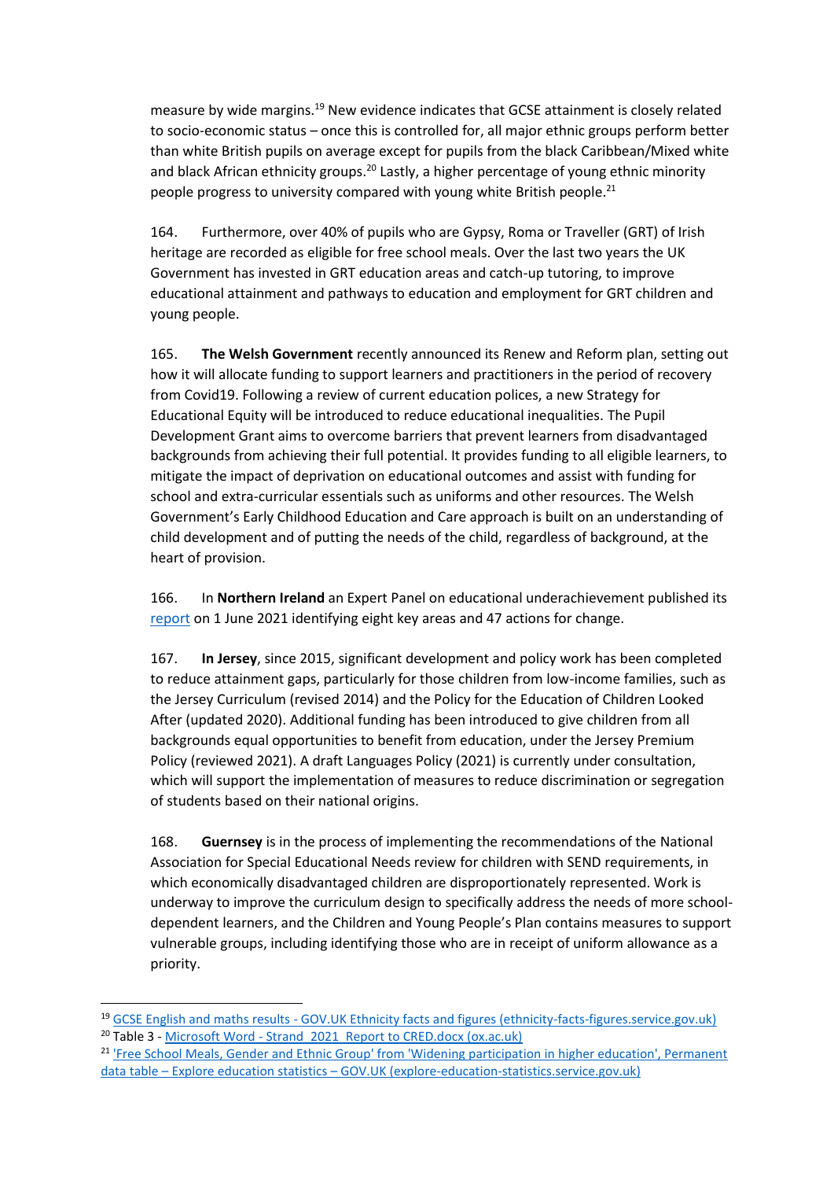measure by wide margins.[19] New evidence indicates that GCSE attainment is closely related to socio-economic status – once this is controlled for, all major ethnic groups perform better than white British pupils on average except for pupils from the black Caribbean/Mixed white and black African ethnicity groups.[20] Lastly, a higher percentage of young ethnic minority people progress to university compared with young white British people.[21]

164. Furthermore, over 40% of pupils who are Gypsy, Roma or Traveller (GRT) of Irish heritage are recorded as eligible for free school meals. Over the last two years the UK Government has invested in GRT education areas and catch-up tutoring, to improve educational attainment and pathways to education and employment for GRT children and young people.

165. **The Welsh Government** recently announced its Renew and Reform plan, setting out how it will allocate funding to support learners and practitioners in the period of recovery from Covid19. Following a review of current education polices, a new Strategy for Educational Equity will be introduced to reduce educational inequalities. The Pupil Development Grant aims to overcome barriers that prevent learners from disadvantaged backgrounds from achieving their full potential. It provides funding to all eligible learners, to mitigate the impact of deprivation on educational outcomes and assist with funding for school and extra-curricular essentials such as uniforms and other resources. The Welsh Government's Early Childhood Education and Care approach is built on an understanding of child development and of putting the needs of the child, regardless of background, at the heart of provision.

166. In **Northern Ireland** an Expert Panel on educational underachievement published its report on 1 June 2021 identifying eight key areas and 47 actions for change.

167. **In Jersey**, since 2015, significant development and policy work has been completed to reduce attainment gaps, particularly for those children from low-income families, such as the Jersey Curriculum (revised 2014) and the Policy for the Education of Children Looked After (updated 2020). Additional funding has been introduced to give children from all backgrounds equal opportunities to benefit from education, under the Jersey Premium Policy (reviewed 2021). A draft Languages Policy (2021) is currently under consultation, which will support the implementation of measures to reduce discrimination or segregation of students based on their national origins.

168. **Guernsey** is in the process of implementing the recommendations of the National Association for Special Educational Needs review for children with SEND requirements, in which economically disadvantaged children are disproportionately represented. Work is underway to improve the curriculum design to specifically address the needs of more school-dependent learners, and the Children and Young People's Plan contains measures to support vulnerable groups, including identifying those who are in receipt of uniform allowance as a priority.

---

[19] GCSE English and maths results - GOV.UK Ethnicity facts and figures (ethnicity-facts-figures.service.gov.uk)

[20] Table 3 - Microsoft Word - Strand_2021_Report to CRED.docx (ox.ac.uk)

[21] 'Free School Meals, Gender and Ethnic Group' from 'Widening participation in higher education', Permanent data table – Explore education statistics – GOV.UK (explore-education-statistics.service.gov.uk)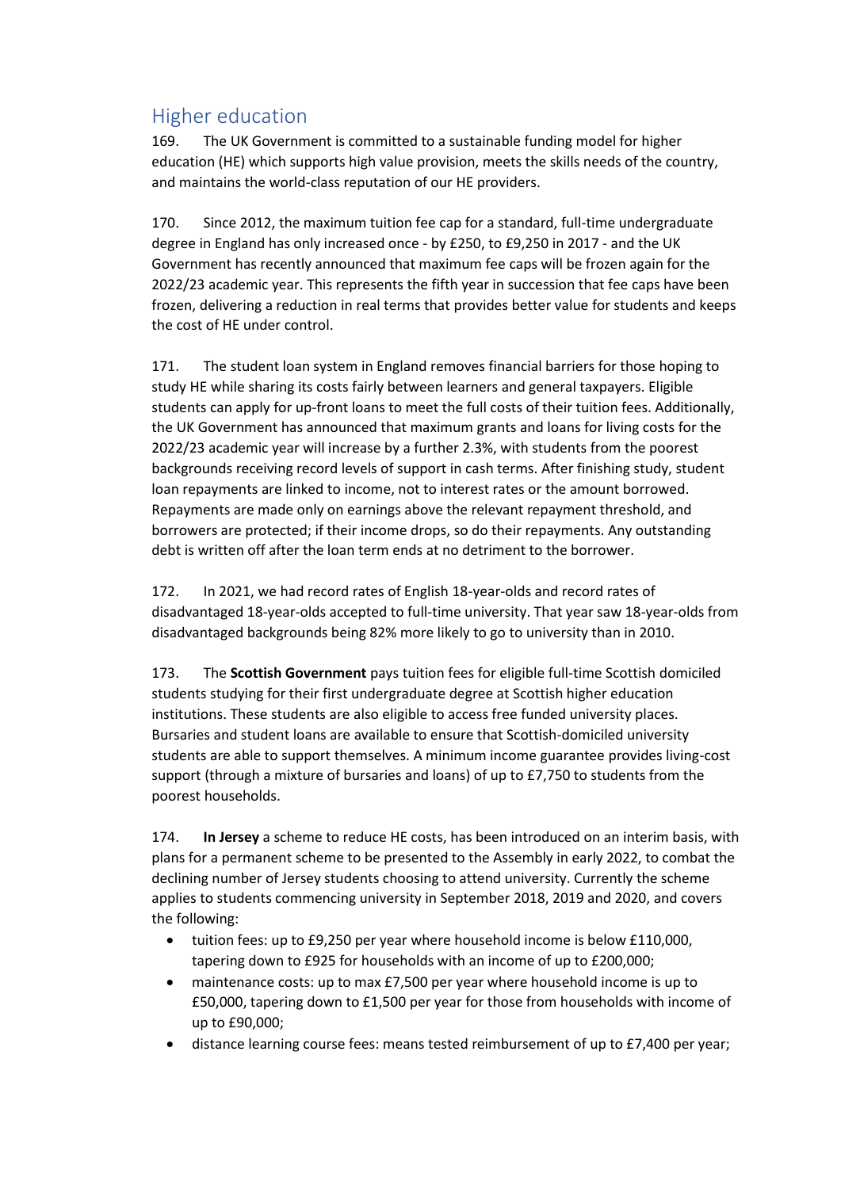## Higher education

169. The UK Government is committed to a sustainable funding model for higher education (HE) which supports high value provision, meets the skills needs of the country, and maintains the world-class reputation of our HE providers.

170. Since 2012, the maximum tuition fee cap for a standard, full-time undergraduate degree in England has only increased once - by £250, to £9,250 in 2017 - and the UK Government has recently announced that maximum fee caps will be frozen again for the 2022/23 academic year. This represents the fifth year in succession that fee caps have been frozen, delivering a reduction in real terms that provides better value for students and keeps the cost of HE under control.

171. The student loan system in England removes financial barriers for those hoping to study HE while sharing its costs fairly between learners and general taxpayers. Eligible students can apply for up-front loans to meet the full costs of their tuition fees. Additionally, the UK Government has announced that maximum grants and loans for living costs for the 2022/23 academic year will increase by a further 2.3%, with students from the poorest backgrounds receiving record levels of support in cash terms. After finishing study, student loan repayments are linked to income, not to interest rates or the amount borrowed. Repayments are made only on earnings above the relevant repayment threshold, and borrowers are protected; if their income drops, so do their repayments. Any outstanding debt is written off after the loan term ends at no detriment to the borrower.

172. In 2021, we had record rates of English 18-year-olds and record rates of disadvantaged 18-year-olds accepted to full-time university. That year saw 18-year-olds from disadvantaged backgrounds being 82% more likely to go to university than in 2010.

173. The **Scottish Government** pays tuition fees for eligible full-time Scottish domiciled students studying for their first undergraduate degree at Scottish higher education institutions. These students are also eligible to access free funded university places. Bursaries and student loans are available to ensure that Scottish-domiciled university students are able to support themselves. A minimum income guarantee provides living-cost support (through a mixture of bursaries and loans) of up to £7,750 to students from the poorest households.

174. **In Jersey** a scheme to reduce HE costs, has been introduced on an interim basis, with plans for a permanent scheme to be presented to the Assembly in early 2022, to combat the declining number of Jersey students choosing to attend university. Currently the scheme applies to students commencing university in September 2018, 2019 and 2020, and covers the following:

- tuition fees: up to £9,250 per year where household income is below £110,000, tapering down to £925 for households with an income of up to £200,000;
- maintenance costs: up to max £7,500 per year where household income is up to £50,000, tapering down to £1,500 per year for those from households with income of up to £90,000;
- distance learning course fees: means tested reimbursement of up to £7,400 per year;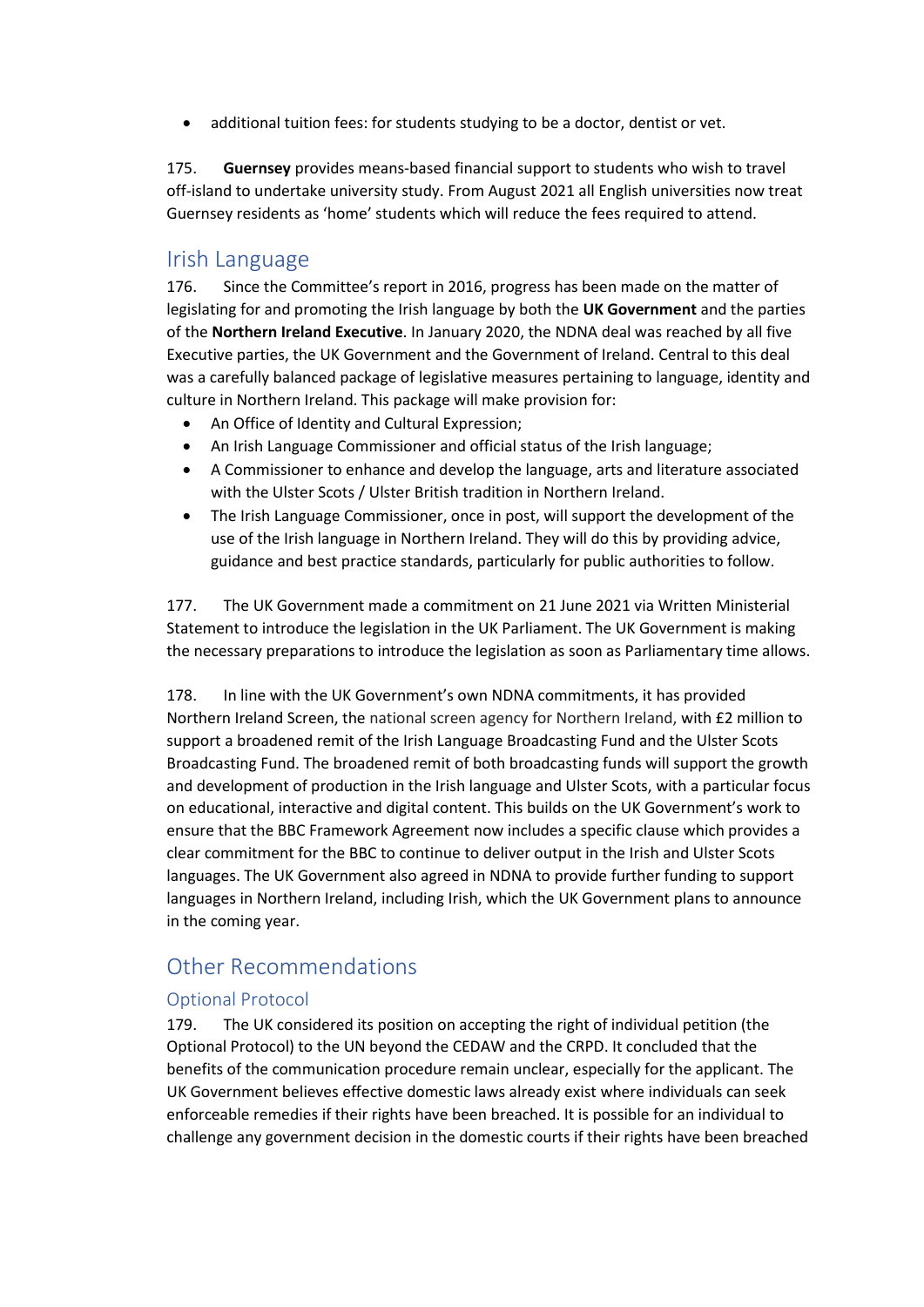- additional tuition fees: for students studying to be a doctor, dentist or vet.

175. **Guernsey** provides means-based financial support to students who wish to travel off-island to undertake university study. From August 2021 all English universities now treat Guernsey residents as 'home' students which will reduce the fees required to attend.

## Irish Language

176. Since the Committee's report in 2016, progress has been made on the matter of legislating for and promoting the Irish language by both the **UK Government** and the parties of the **Northern Ireland Executive**. In January 2020, the NDNA deal was reached by all five Executive parties, the UK Government and the Government of Ireland. Central to this deal was a carefully balanced package of legislative measures pertaining to language, identity and culture in Northern Ireland. This package will make provision for:

- An Office of Identity and Cultural Expression;
- An Irish Language Commissioner and official status of the Irish language;
- A Commissioner to enhance and develop the language, arts and literature associated with the Ulster Scots / Ulster British tradition in Northern Ireland.
- The Irish Language Commissioner, once in post, will support the development of the use of the Irish language in Northern Ireland. They will do this by providing advice, guidance and best practice standards, particularly for public authorities to follow.

177. The UK Government made a commitment on 21 June 2021 via Written Ministerial Statement to introduce the legislation in the UK Parliament. The UK Government is making the necessary preparations to introduce the legislation as soon as Parliamentary time allows.

178. In line with the UK Government's own NDNA commitments, it has provided Northern Ireland Screen, the national screen agency for Northern Ireland, with £2 million to support a broadened remit of the Irish Language Broadcasting Fund and the Ulster Scots Broadcasting Fund. The broadened remit of both broadcasting funds will support the growth and development of production in the Irish language and Ulster Scots, with a particular focus on educational, interactive and digital content. This builds on the UK Government's work to ensure that the BBC Framework Agreement now includes a specific clause which provides a clear commitment for the BBC to continue to deliver output in the Irish and Ulster Scots languages. The UK Government also agreed in NDNA to provide further funding to support languages in Northern Ireland, including Irish, which the UK Government plans to announce in the coming year.

## Other Recommendations

### Optional Protocol

179. The UK considered its position on accepting the right of individual petition (the Optional Protocol) to the UN beyond the CEDAW and the CRPD. It concluded that the benefits of the communication procedure remain unclear, especially for the applicant. The UK Government believes effective domestic laws already exist where individuals can seek enforceable remedies if their rights have been breached. It is possible for an individual to challenge any government decision in the domestic courts if their rights have been breached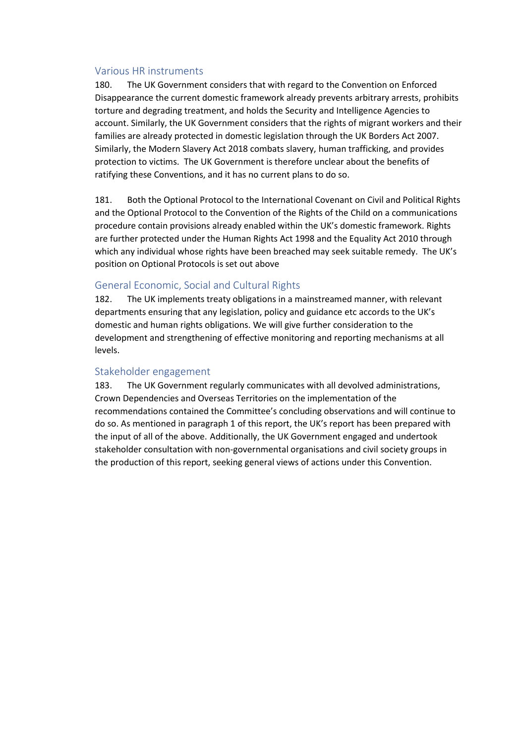## Various HR instruments

180. The UK Government considers that with regard to the Convention on Enforced Disappearance the current domestic framework already prevents arbitrary arrests, prohibits torture and degrading treatment, and holds the Security and Intelligence Agencies to account. Similarly, the UK Government considers that the rights of migrant workers and their families are already protected in domestic legislation through the UK Borders Act 2007. Similarly, the Modern Slavery Act 2018 combats slavery, human trafficking, and provides protection to victims. The UK Government is therefore unclear about the benefits of ratifying these Conventions, and it has no current plans to do so.

181. Both the Optional Protocol to the International Covenant on Civil and Political Rights and the Optional Protocol to the Convention of the Rights of the Child on a communications procedure contain provisions already enabled within the UK's domestic framework. Rights are further protected under the Human Rights Act 1998 and the Equality Act 2010 through which any individual whose rights have been breached may seek suitable remedy. The UK's position on Optional Protocols is set out above

## General Economic, Social and Cultural Rights

182. The UK implements treaty obligations in a mainstreamed manner, with relevant departments ensuring that any legislation, policy and guidance etc accords to the UK's domestic and human rights obligations. We will give further consideration to the development and strengthening of effective monitoring and reporting mechanisms at all levels.

## Stakeholder engagement

183. The UK Government regularly communicates with all devolved administrations, Crown Dependencies and Overseas Territories on the implementation of the recommendations contained the Committee's concluding observations and will continue to do so. As mentioned in paragraph 1 of this report, the UK's report has been prepared with the input of all of the above. Additionally, the UK Government engaged and undertook stakeholder consultation with non-governmental organisations and civil society groups in the production of this report, seeking general views of actions under this Convention.